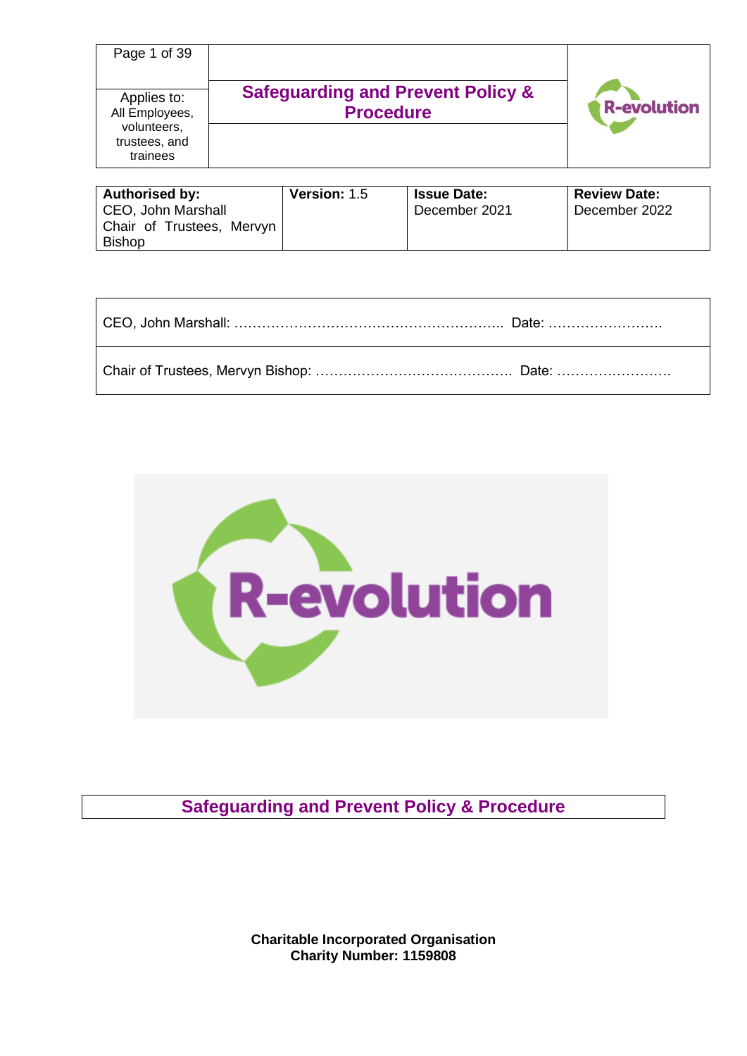| | | |
|---|---|---|
| Applies to: All Employees, volunteers, trustees, and trainees | **Safeguarding and Prevent Policy & Procedure** | R-evolution |

| **Authorised by:** | **Version:** 1.5 | **Issue Date:** | **Review Date:** |
|---|---|---|---|
| CEO, John Marshall<br>Chair of Trustees, Mervyn Bishop | | December 2021 | December 2022 |

| |
|---|
| CEO, John Marshall: ………………………………………………….. Date: ……………………. |
| Chair of Trustees, Mervyn Bishop: ……………………………………. Date: ……………………. |

# Safeguarding and Prevent Policy & Procedure

**Charitable Incorporated Organisation**
**Charity Number: 1159808**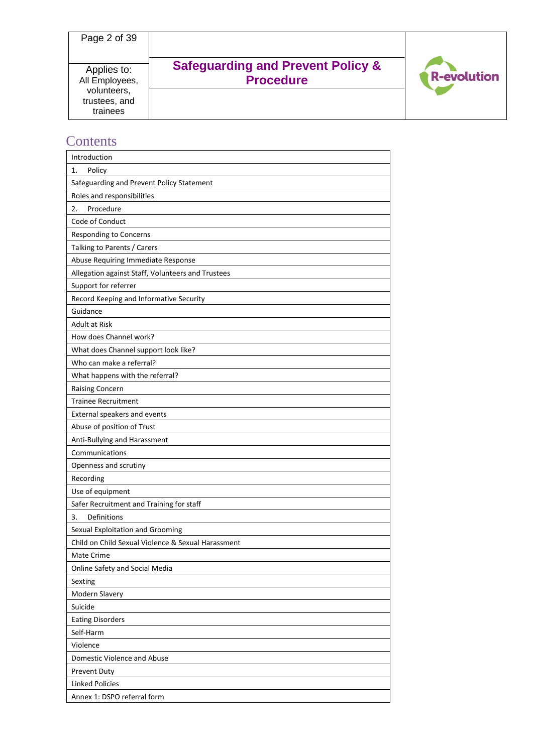# Contents

| Introduction |
|---|
| 1. Policy |
| Safeguarding and Prevent Policy Statement |
| Roles and responsibilities |
| 2. Procedure |
| Code of Conduct |
| Responding to Concerns |
| Talking to Parents / Carers |
| Abuse Requiring Immediate Response |
| Allegation against Staff, Volunteers and Trustees |
| Support for referrer |
| Record Keeping and Informative Security |
| Guidance |
| Adult at Risk |
| How does Channel work? |
| What does Channel support look like? |
| Who can make a referral? |
| What happens with the referral? |
| Raising Concern |
| Trainee Recruitment |
| External speakers and events |
| Abuse of position of Trust |
| Anti-Bullying and Harassment |
| Communications |
| Openness and scrutiny |
| Recording |
| Use of equipment |
| Safer Recruitment and Training for staff |
| 3. Definitions |
| Sexual Exploitation and Grooming |
| Child on Child Sexual Violence & Sexual Harassment |
| Mate Crime |
| Online Safety and Social Media |
| Sexting |
| Modern Slavery |
| Suicide |
| Eating Disorders |
| Self-Harm |
| Violence |
| Domestic Violence and Abuse |
| Prevent Duty |
| Linked Policies |
| Annex 1: DSPO referral form |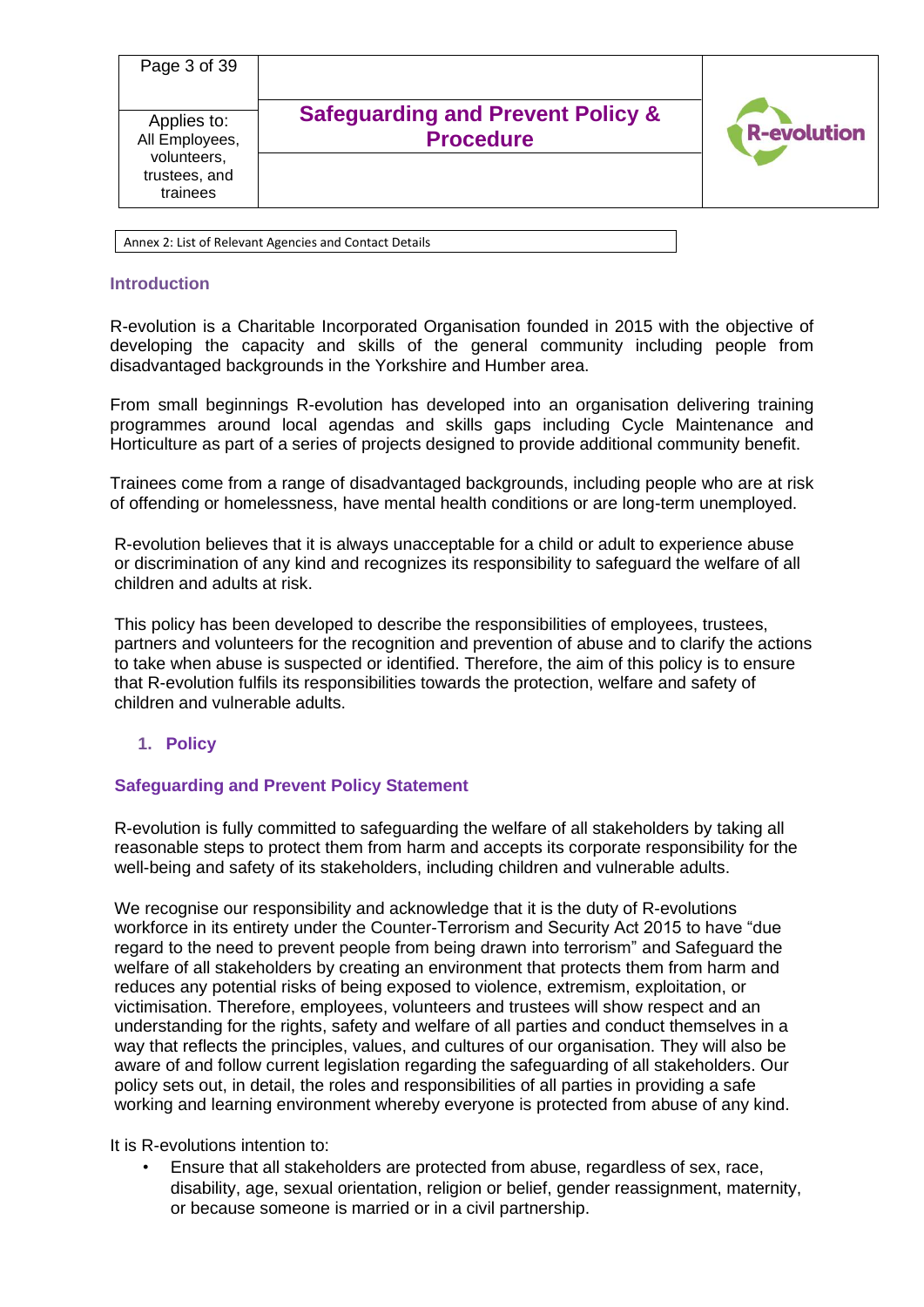Annex 2: List of Relevant Agencies and Contact Details

## Introduction

R-evolution is a Charitable Incorporated Organisation founded in 2015 with the objective of developing the capacity and skills of the general community including people from disadvantaged backgrounds in the Yorkshire and Humber area.

From small beginnings R-evolution has developed into an organisation delivering training programmes around local agendas and skills gaps including Cycle Maintenance and Horticulture as part of a series of projects designed to provide additional community benefit.

Trainees come from a range of disadvantaged backgrounds, including people who are at risk of offending or homelessness, have mental health conditions or are long-term unemployed.

R-evolution believes that it is always unacceptable for a child or adult to experience abuse or discrimination of any kind and recognizes its responsibility to safeguard the welfare of all children and adults at risk.

This policy has been developed to describe the responsibilities of employees, trustees, partners and volunteers for the recognition and prevention of abuse and to clarify the actions to take when abuse is suspected or identified. Therefore, the aim of this policy is to ensure that R-evolution fulfils its responsibilities towards the protection, welfare and safety of children and vulnerable adults.

## 1. Policy

### Safeguarding and Prevent Policy Statement

R-evolution is fully committed to safeguarding the welfare of all stakeholders by taking all reasonable steps to protect them from harm and accepts its corporate responsibility for the well-being and safety of its stakeholders, including children and vulnerable adults.

We recognise our responsibility and acknowledge that it is the duty of R-evolutions workforce in its entirety under the Counter-Terrorism and Security Act 2015 to have "due regard to the need to prevent people from being drawn into terrorism" and Safeguard the welfare of all stakeholders by creating an environment that protects them from harm and reduces any potential risks of being exposed to violence, extremism, exploitation, or victimisation. Therefore, employees, volunteers and trustees will show respect and an understanding for the rights, safety and welfare of all parties and conduct themselves in a way that reflects the principles, values, and cultures of our organisation. They will also be aware of and follow current legislation regarding the safeguarding of all stakeholders. Our policy sets out, in detail, the roles and responsibilities of all parties in providing a safe working and learning environment whereby everyone is protected from abuse of any kind.

It is R-evolutions intention to:

- Ensure that all stakeholders are protected from abuse, regardless of sex, race, disability, age, sexual orientation, religion or belief, gender reassignment, maternity, or because someone is married or in a civil partnership.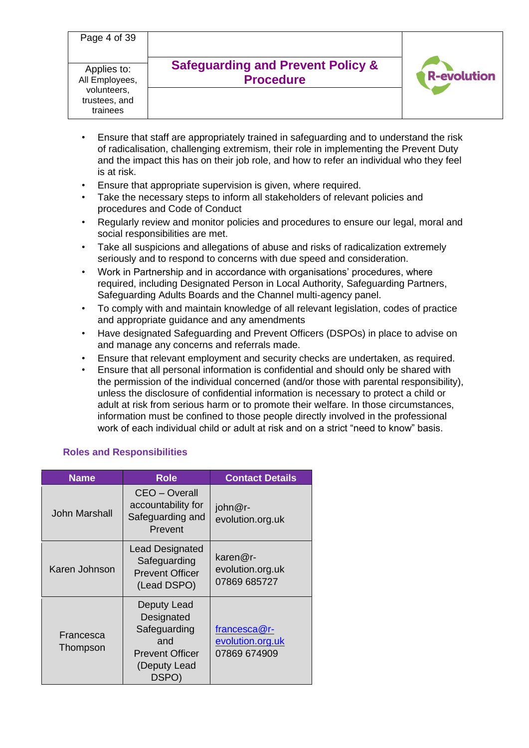- Ensure that staff are appropriately trained in safeguarding and to understand the risk of radicalisation, challenging extremism, their role in implementing the Prevent Duty and the impact this has on their job role, and how to refer an individual who they feel is at risk.
- Ensure that appropriate supervision is given, where required.
- Take the necessary steps to inform all stakeholders of relevant policies and procedures and Code of Conduct
- Regularly review and monitor policies and procedures to ensure our legal, moral and social responsibilities are met.
- Take all suspicions and allegations of abuse and risks of radicalization extremely seriously and to respond to concerns with due speed and consideration.
- Work in Partnership and in accordance with organisations' procedures, where required, including Designated Person in Local Authority, Safeguarding Partners, Safeguarding Adults Boards and the Channel multi-agency panel.
- To comply with and maintain knowledge of all relevant legislation, codes of practice and appropriate guidance and any amendments
- Have designated Safeguarding and Prevent Officers (DSPOs) in place to advise on and manage any concerns and referrals made.
- Ensure that relevant employment and security checks are undertaken, as required.
- Ensure that all personal information is confidential and should only be shared with the permission of the individual concerned (and/or those with parental responsibility), unless the disclosure of confidential information is necessary to protect a child or adult at risk from serious harm or to promote their welfare. In those circumstances, information must be confined to those people directly involved in the professional work of each individual child or adult at risk and on a strict "need to know" basis.

### Roles and Responsibilities

| Name | Role | Contact Details |
|---|---|---|
| John Marshall | CEO – Overall accountability for Safeguarding and Prevent | john@r-evolution.org.uk |
| Karen Johnson | Lead Designated Safeguarding Prevent Officer (Lead DSPO) | karen@r-evolution.org.uk 07869 685727 |
| Francesca Thompson | Deputy Lead Designated Safeguarding and Prevent Officer (Deputy Lead DSPO) | francesca@r-evolution.org.uk 07869 674909 |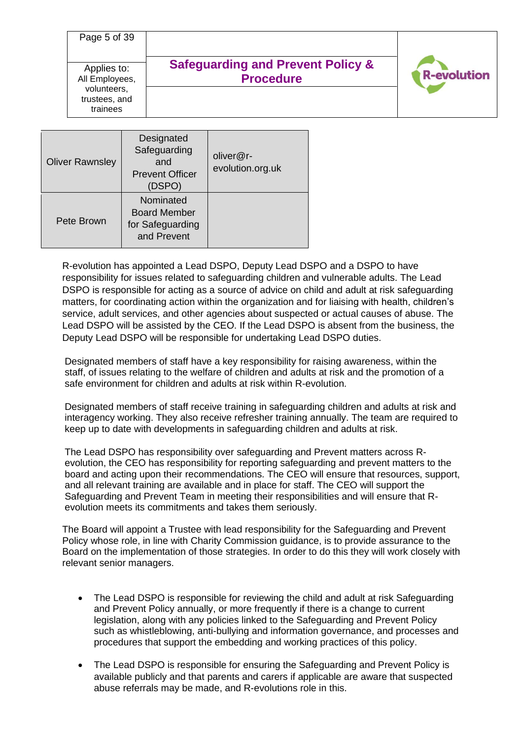| Oliver Rawnsley | Designated Safeguarding and Prevent Officer (DSPO) | oliver@r-evolution.org.uk |
|---|---|---|
| Pete Brown | Nominated Board Member for Safeguarding and Prevent | |

R-evolution has appointed a Lead DSPO, Deputy Lead DSPO and a DSPO to have responsibility for issues related to safeguarding children and vulnerable adults. The Lead DSPO is responsible for acting as a source of advice on child and adult at risk safeguarding matters, for coordinating action within the organization and for liaising with health, children's service, adult services, and other agencies about suspected or actual causes of abuse. The Lead DSPO will be assisted by the CEO. If the Lead DSPO is absent from the business, the Deputy Lead DSPO will be responsible for undertaking Lead DSPO duties.

Designated members of staff have a key responsibility for raising awareness, within the staff, of issues relating to the welfare of children and adults at risk and the promotion of a safe environment for children and adults at risk within R-evolution.

Designated members of staff receive training in safeguarding children and adults at risk and interagency working. They also receive refresher training annually. The team are required to keep up to date with developments in safeguarding children and adults at risk.

The Lead DSPO has responsibility over safeguarding and Prevent matters across R-evolution, the CEO has responsibility for reporting safeguarding and prevent matters to the board and acting upon their recommendations. The CEO will ensure that resources, support, and all relevant training are available and in place for staff. The CEO will support the Safeguarding and Prevent Team in meeting their responsibilities and will ensure that R-evolution meets its commitments and takes them seriously.

The Board will appoint a Trustee with lead responsibility for the Safeguarding and Prevent Policy whose role, in line with Charity Commission guidance, is to provide assurance to the Board on the implementation of those strategies. In order to do this they will work closely with relevant senior managers.

- The Lead DSPO is responsible for reviewing the child and adult at risk Safeguarding and Prevent Policy annually, or more frequently if there is a change to current legislation, along with any policies linked to the Safeguarding and Prevent Policy such as whistleblowing, anti-bullying and information governance, and processes and procedures that support the embedding and working practices of this policy.

- The Lead DSPO is responsible for ensuring the Safeguarding and Prevent Policy is available publicly and that parents and carers if applicable are aware that suspected abuse referrals may be made, and R-evolutions role in this.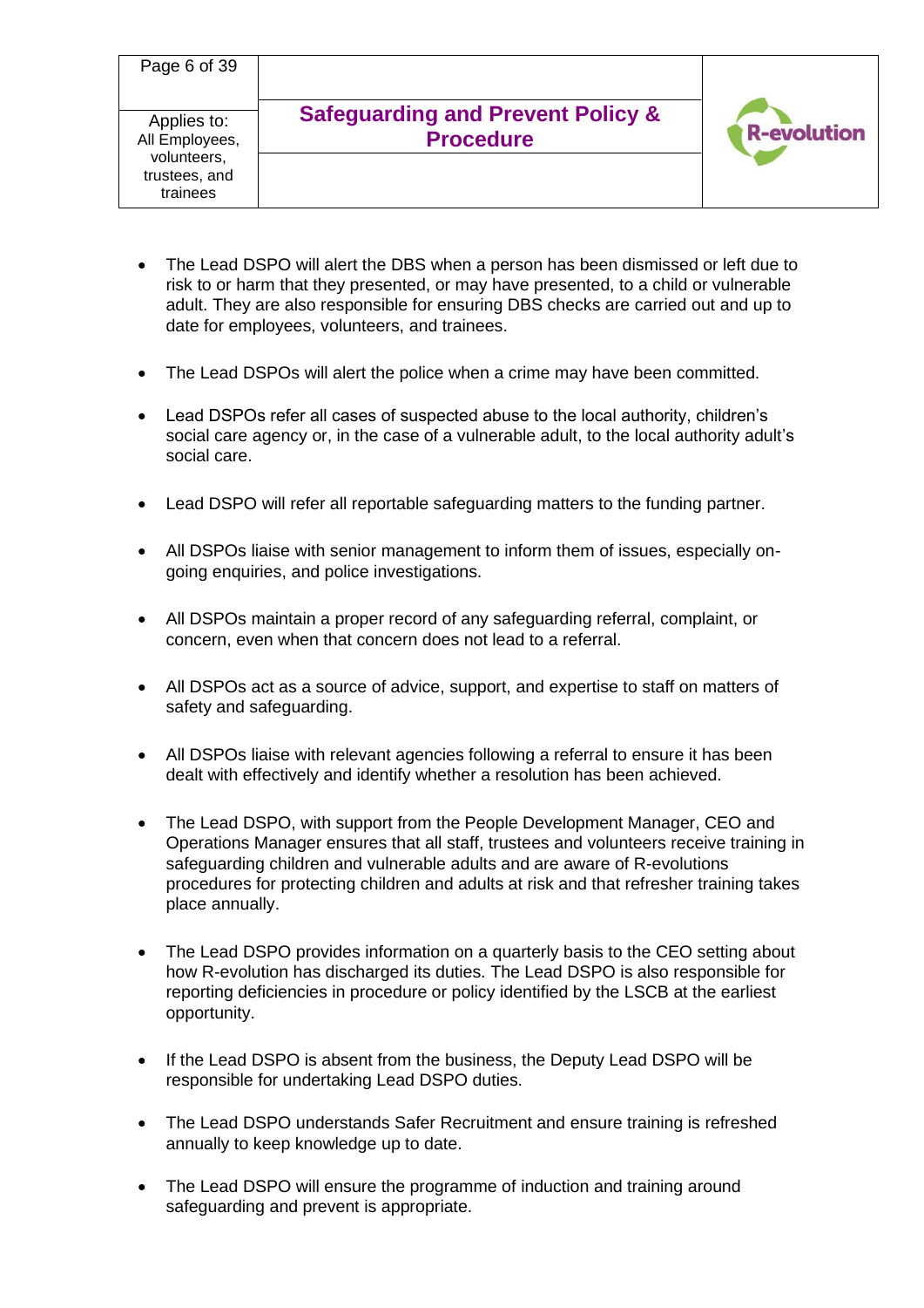- The Lead DSPO will alert the DBS when a person has been dismissed or left due to risk to or harm that they presented, or may have presented, to a child or vulnerable adult. They are also responsible for ensuring DBS checks are carried out and up to date for employees, volunteers, and trainees.

- The Lead DSPOs will alert the police when a crime may have been committed.

- Lead DSPOs refer all cases of suspected abuse to the local authority, children's social care agency or, in the case of a vulnerable adult, to the local authority adult's social care.

- Lead DSPO will refer all reportable safeguarding matters to the funding partner.

- All DSPOs liaise with senior management to inform them of issues, especially on-going enquiries, and police investigations.

- All DSPOs maintain a proper record of any safeguarding referral, complaint, or concern, even when that concern does not lead to a referral.

- All DSPOs act as a source of advice, support, and expertise to staff on matters of safety and safeguarding.

- All DSPOs liaise with relevant agencies following a referral to ensure it has been dealt with effectively and identify whether a resolution has been achieved.

- The Lead DSPO, with support from the People Development Manager, CEO and Operations Manager ensures that all staff, trustees and volunteers receive training in safeguarding children and vulnerable adults and are aware of R-evolutions procedures for protecting children and adults at risk and that refresher training takes place annually.

- The Lead DSPO provides information on a quarterly basis to the CEO setting about how R-evolution has discharged its duties. The Lead DSPO is also responsible for reporting deficiencies in procedure or policy identified by the LSCB at the earliest opportunity.

- If the Lead DSPO is absent from the business, the Deputy Lead DSPO will be responsible for undertaking Lead DSPO duties.

- The Lead DSPO understands Safer Recruitment and ensure training is refreshed annually to keep knowledge up to date.

- The Lead DSPO will ensure the programme of induction and training around safeguarding and prevent is appropriate.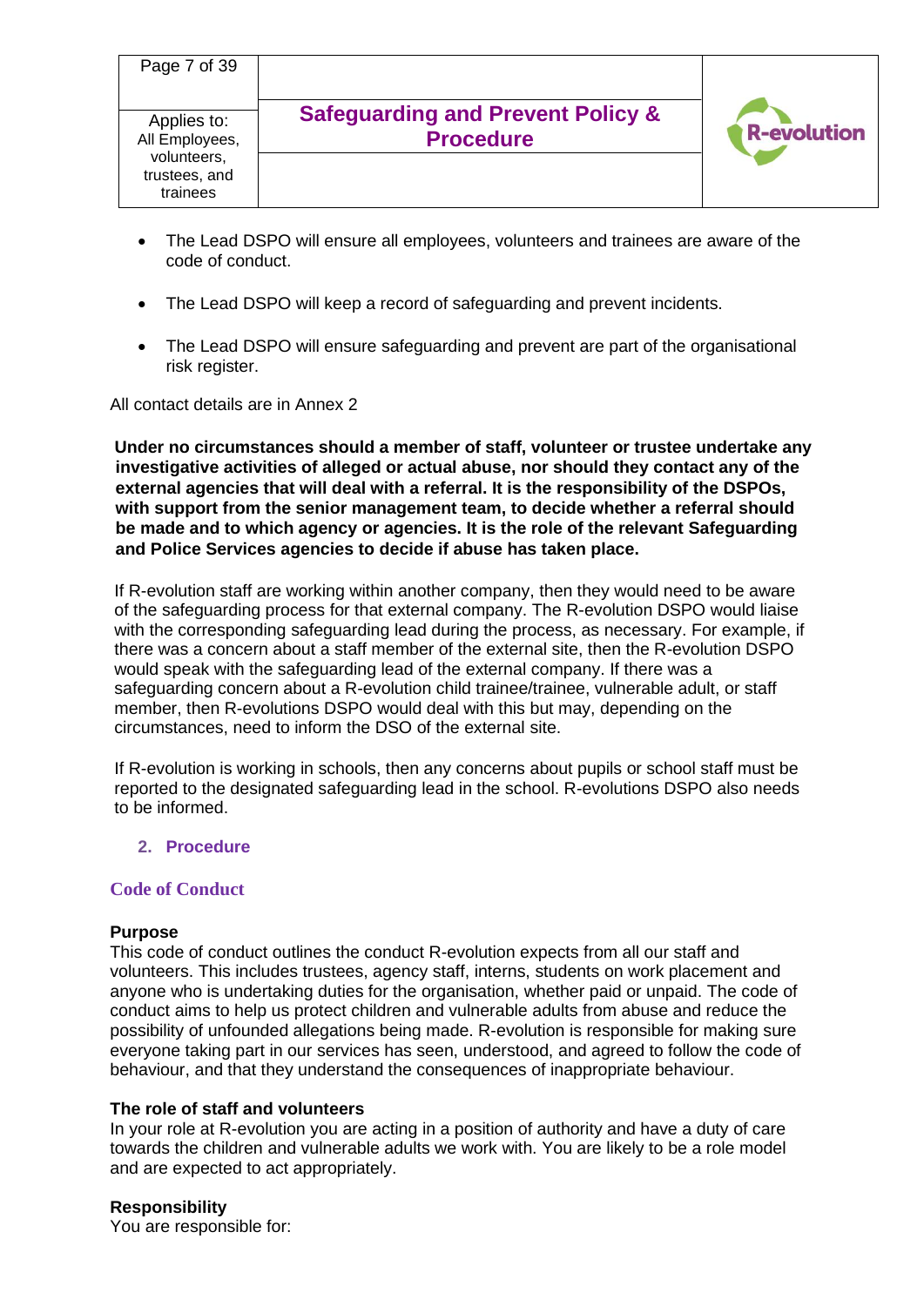- The Lead DSPO will ensure all employees, volunteers and trainees are aware of the code of conduct.
- The Lead DSPO will keep a record of safeguarding and prevent incidents.
- The Lead DSPO will ensure safeguarding and prevent are part of the organisational risk register.

All contact details are in Annex 2

**Under no circumstances should a member of staff, volunteer or trustee undertake any investigative activities of alleged or actual abuse, nor should they contact any of the external agencies that will deal with a referral. It is the responsibility of the DSPOs, with support from the senior management team, to decide whether a referral should be made and to which agency or agencies. It is the role of the relevant Safeguarding and Police Services agencies to decide if abuse has taken place.**

If R-evolution staff are working within another company, then they would need to be aware of the safeguarding process for that external company. The R-evolution DSPO would liaise with the corresponding safeguarding lead during the process, as necessary. For example, if there was a concern about a staff member of the external site, then the R-evolution DSPO would speak with the safeguarding lead of the external company. If there was a safeguarding concern about a R-evolution child trainee/trainee, vulnerable adult, or staff member, then R-evolutions DSPO would deal with this but may, depending on the circumstances, need to inform the DSO of the external site.

If R-evolution is working in schools, then any concerns about pupils or school staff must be reported to the designated safeguarding lead in the school. R-evolutions DSPO also needs to be informed.

## 2. Procedure

### Code of Conduct

**Purpose**
This code of conduct outlines the conduct R-evolution expects from all our staff and volunteers. This includes trustees, agency staff, interns, students on work placement and anyone who is undertaking duties for the organisation, whether paid or unpaid. The code of conduct aims to help us protect children and vulnerable adults from abuse and reduce the possibility of unfounded allegations being made. R-evolution is responsible for making sure everyone taking part in our services has seen, understood, and agreed to follow the code of behaviour, and that they understand the consequences of inappropriate behaviour.

**The role of staff and volunteers**
In your role at R-evolution you are acting in a position of authority and have a duty of care towards the children and vulnerable adults we work with. You are likely to be a role model and are expected to act appropriately.

**Responsibility**
You are responsible for: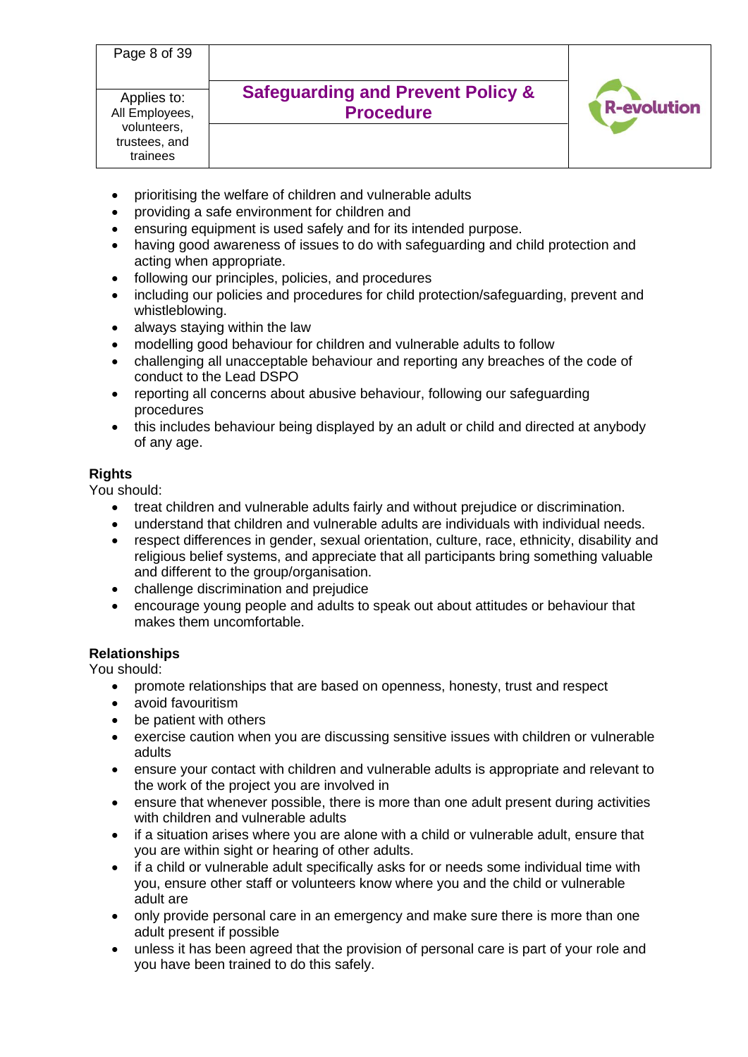- prioritising the welfare of children and vulnerable adults
- providing a safe environment for children and
- ensuring equipment is used safely and for its intended purpose.
- having good awareness of issues to do with safeguarding and child protection and acting when appropriate.
- following our principles, policies, and procedures
- including our policies and procedures for child protection/safeguarding, prevent and whistleblowing.
- always staying within the law
- modelling good behaviour for children and vulnerable adults to follow
- challenging all unacceptable behaviour and reporting any breaches of the code of conduct to the Lead DSPO
- reporting all concerns about abusive behaviour, following our safeguarding procedures
- this includes behaviour being displayed by an adult or child and directed at anybody of any age.

**Rights**

You should:

- treat children and vulnerable adults fairly and without prejudice or discrimination.
- understand that children and vulnerable adults are individuals with individual needs.
- respect differences in gender, sexual orientation, culture, race, ethnicity, disability and religious belief systems, and appreciate that all participants bring something valuable and different to the group/organisation.
- challenge discrimination and prejudice
- encourage young people and adults to speak out about attitudes or behaviour that makes them uncomfortable.

**Relationships**

You should:

- promote relationships that are based on openness, honesty, trust and respect
- avoid favouritism
- be patient with others
- exercise caution when you are discussing sensitive issues with children or vulnerable adults
- ensure your contact with children and vulnerable adults is appropriate and relevant to the work of the project you are involved in
- ensure that whenever possible, there is more than one adult present during activities with children and vulnerable adults
- if a situation arises where you are alone with a child or vulnerable adult, ensure that you are within sight or hearing of other adults.
- if a child or vulnerable adult specifically asks for or needs some individual time with you, ensure other staff or volunteers know where you and the child or vulnerable adult are
- only provide personal care in an emergency and make sure there is more than one adult present if possible
- unless it has been agreed that the provision of personal care is part of your role and you have been trained to do this safely.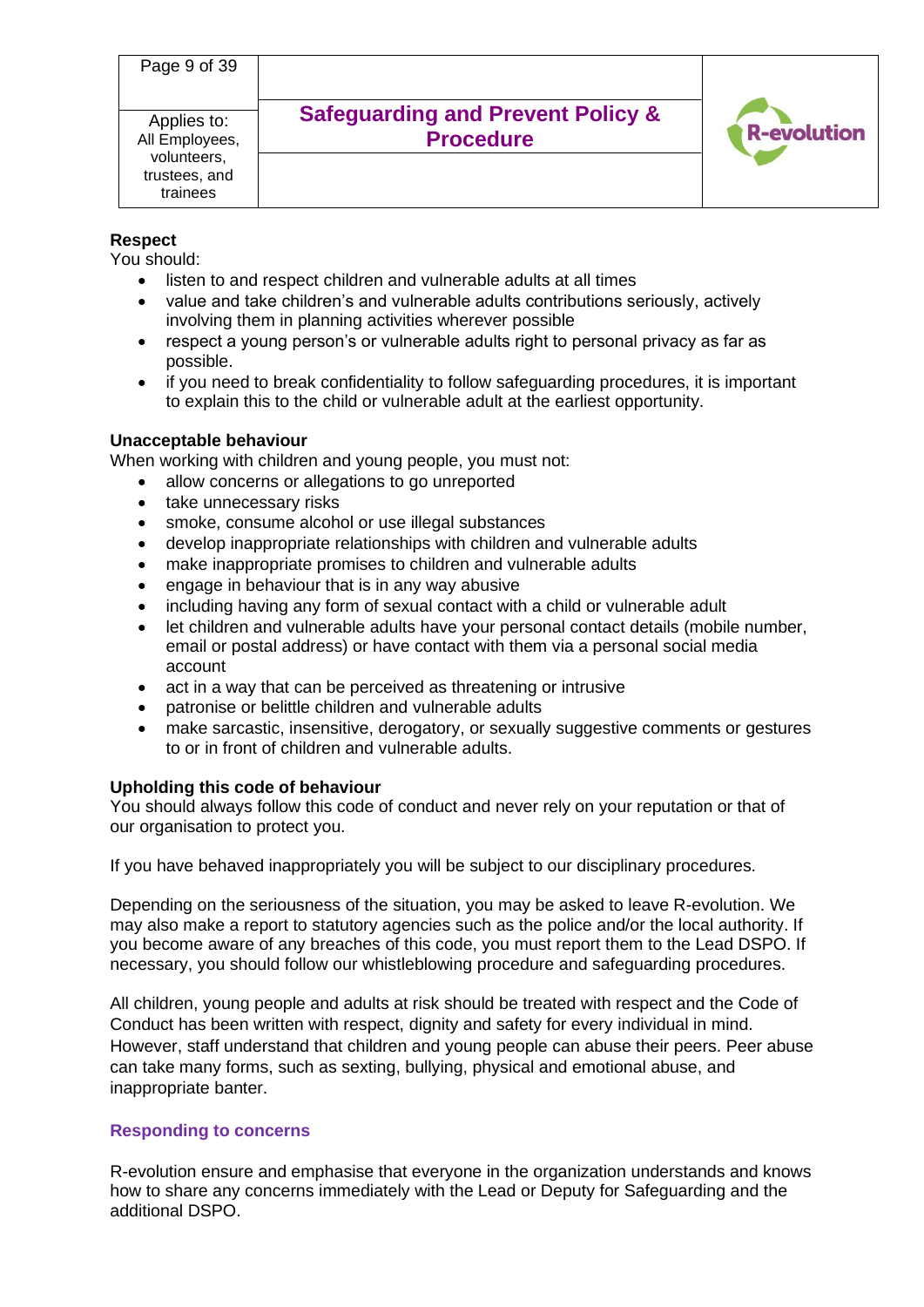**Respect**

You should:

- listen to and respect children and vulnerable adults at all times
- value and take children's and vulnerable adults contributions seriously, actively involving them in planning activities wherever possible
- respect a young person's or vulnerable adults right to personal privacy as far as possible.
- if you need to break confidentiality to follow safeguarding procedures, it is important to explain this to the child or vulnerable adult at the earliest opportunity.

**Unacceptable behaviour**

When working with children and young people, you must not:

- allow concerns or allegations to go unreported
- take unnecessary risks
- smoke, consume alcohol or use illegal substances
- develop inappropriate relationships with children and vulnerable adults
- make inappropriate promises to children and vulnerable adults
- engage in behaviour that is in any way abusive
- including having any form of sexual contact with a child or vulnerable adult
- let children and vulnerable adults have your personal contact details (mobile number, email or postal address) or have contact with them via a personal social media account
- act in a way that can be perceived as threatening or intrusive
- patronise or belittle children and vulnerable adults
- make sarcastic, insensitive, derogatory, or sexually suggestive comments or gestures to or in front of children and vulnerable adults.

**Upholding this code of behaviour**

You should always follow this code of conduct and never rely on your reputation or that of our organisation to protect you.

If you have behaved inappropriately you will be subject to our disciplinary procedures.

Depending on the seriousness of the situation, you may be asked to leave R-evolution. We may also make a report to statutory agencies such as the police and/or the local authority. If you become aware of any breaches of this code, you must report them to the Lead DSPO. If necessary, you should follow our whistleblowing procedure and safeguarding procedures.

All children, young people and adults at risk should be treated with respect and the Code of Conduct has been written with respect, dignity and safety for every individual in mind. However, staff understand that children and young people can abuse their peers. Peer abuse can take many forms, such as sexting, bullying, physical and emotional abuse, and inappropriate banter.

## Responding to concerns

R-evolution ensure and emphasise that everyone in the organization understands and knows how to share any concerns immediately with the Lead or Deputy for Safeguarding and the additional DSPO.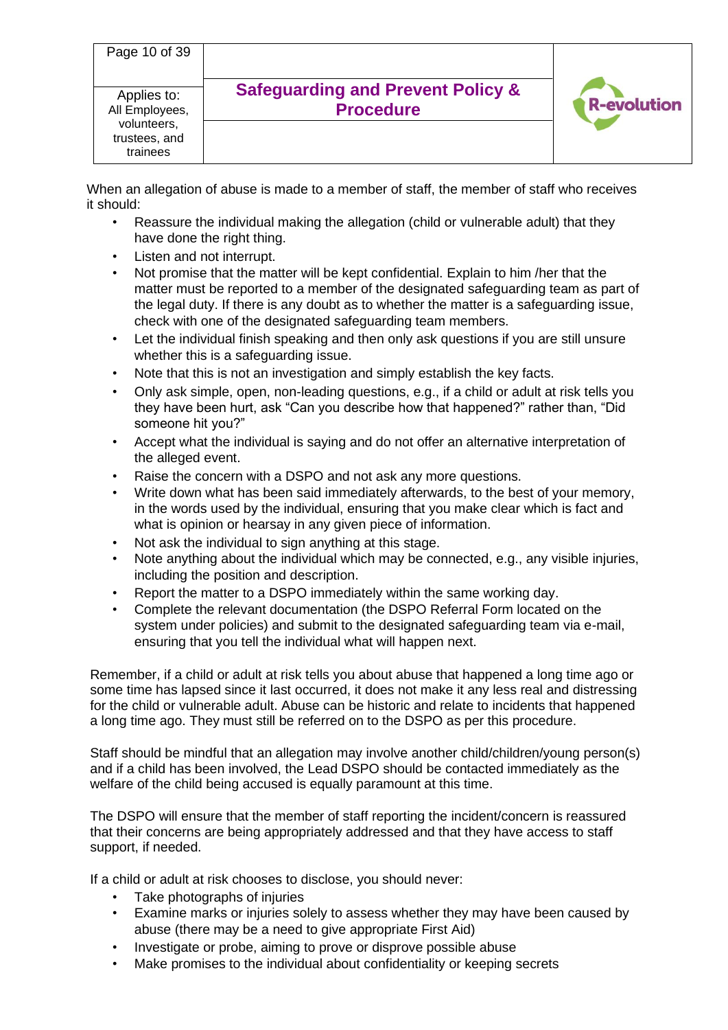When an allegation of abuse is made to a member of staff, the member of staff who receives it should:

- Reassure the individual making the allegation (child or vulnerable adult) that they have done the right thing.
- Listen and not interrupt.
- Not promise that the matter will be kept confidential. Explain to him /her that the matter must be reported to a member of the designated safeguarding team as part of the legal duty. If there is any doubt as to whether the matter is a safeguarding issue, check with one of the designated safeguarding team members.
- Let the individual finish speaking and then only ask questions if you are still unsure whether this is a safeguarding issue.
- Note that this is not an investigation and simply establish the key facts.
- Only ask simple, open, non-leading questions, e.g., if a child or adult at risk tells you they have been hurt, ask "Can you describe how that happened?" rather than, "Did someone hit you?"
- Accept what the individual is saying and do not offer an alternative interpretation of the alleged event.
- Raise the concern with a DSPO and not ask any more questions.
- Write down what has been said immediately afterwards, to the best of your memory, in the words used by the individual, ensuring that you make clear which is fact and what is opinion or hearsay in any given piece of information.
- Not ask the individual to sign anything at this stage.
- Note anything about the individual which may be connected, e.g., any visible injuries, including the position and description.
- Report the matter to a DSPO immediately within the same working day.
- Complete the relevant documentation (the DSPO Referral Form located on the system under policies) and submit to the designated safeguarding team via e-mail, ensuring that you tell the individual what will happen next.

Remember, if a child or adult at risk tells you about abuse that happened a long time ago or some time has lapsed since it last occurred, it does not make it any less real and distressing for the child or vulnerable adult. Abuse can be historic and relate to incidents that happened a long time ago. They must still be referred on to the DSPO as per this procedure.

Staff should be mindful that an allegation may involve another child/children/young person(s) and if a child has been involved, the Lead DSPO should be contacted immediately as the welfare of the child being accused is equally paramount at this time.

The DSPO will ensure that the member of staff reporting the incident/concern is reassured that their concerns are being appropriately addressed and that they have access to staff support, if needed.

If a child or adult at risk chooses to disclose, you should never:

- Take photographs of injuries
- Examine marks or injuries solely to assess whether they may have been caused by abuse (there may be a need to give appropriate First Aid)
- Investigate or probe, aiming to prove or disprove possible abuse
- Make promises to the individual about confidentiality or keeping secrets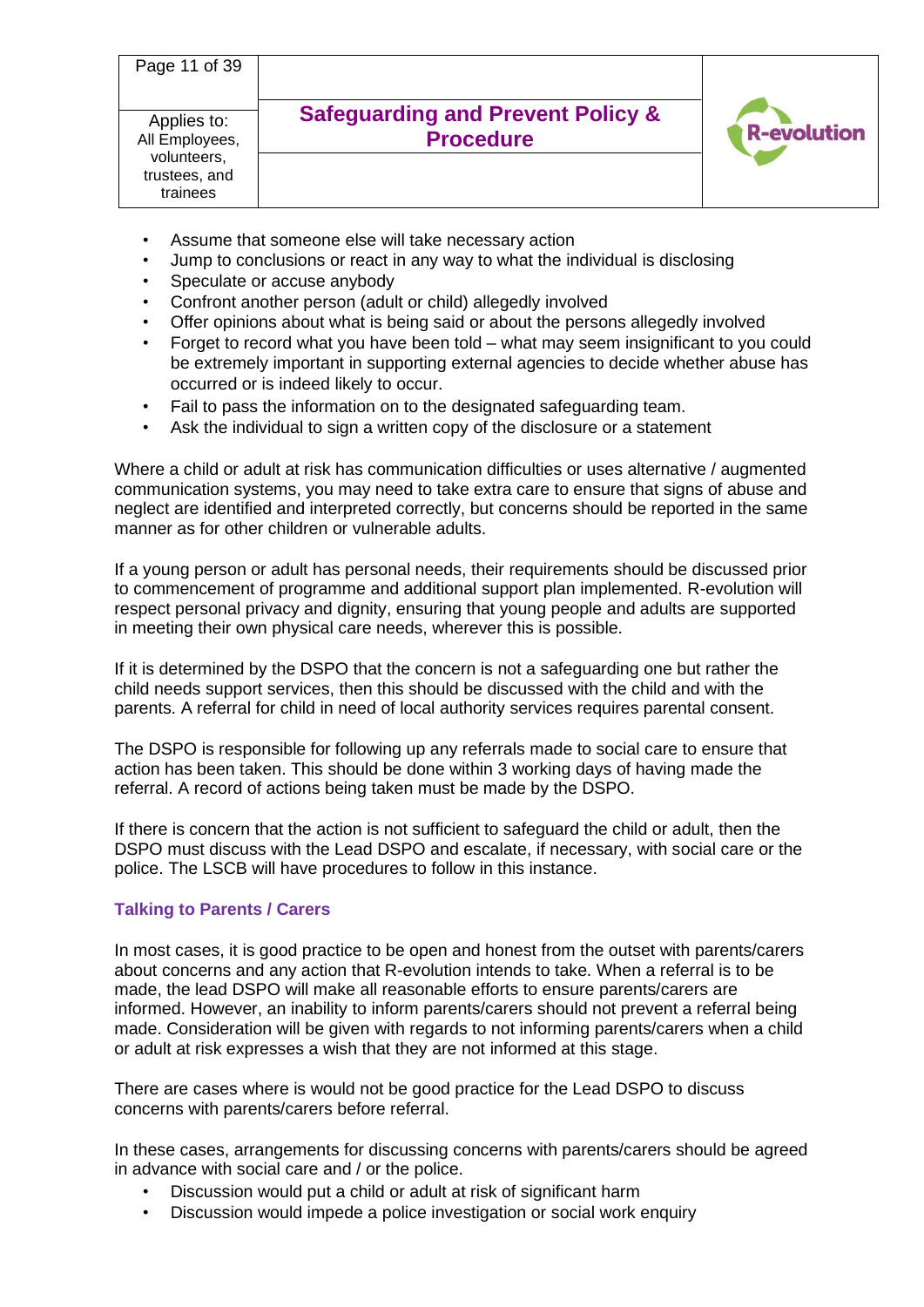- Assume that someone else will take necessary action
- Jump to conclusions or react in any way to what the individual is disclosing
- Speculate or accuse anybody
- Confront another person (adult or child) allegedly involved
- Offer opinions about what is being said or about the persons allegedly involved
- Forget to record what you have been told – what may seem insignificant to you could be extremely important in supporting external agencies to decide whether abuse has occurred or is indeed likely to occur.
- Fail to pass the information on to the designated safeguarding team.
- Ask the individual to sign a written copy of the disclosure or a statement

Where a child or adult at risk has communication difficulties or uses alternative / augmented communication systems, you may need to take extra care to ensure that signs of abuse and neglect are identified and interpreted correctly, but concerns should be reported in the same manner as for other children or vulnerable adults.

If a young person or adult has personal needs, their requirements should be discussed prior to commencement of programme and additional support plan implemented. R-evolution will respect personal privacy and dignity, ensuring that young people and adults are supported in meeting their own physical care needs, wherever this is possible.

If it is determined by the DSPO that the concern is not a safeguarding one but rather the child needs support services, then this should be discussed with the child and with the parents. A referral for child in need of local authority services requires parental consent.

The DSPO is responsible for following up any referrals made to social care to ensure that action has been taken. This should be done within 3 working days of having made the referral. A record of actions being taken must be made by the DSPO.

If there is concern that the action is not sufficient to safeguard the child or adult, then the DSPO must discuss with the Lead DSPO and escalate, if necessary, with social care or the police. The LSCB will have procedures to follow in this instance.

### Talking to Parents / Carers

In most cases, it is good practice to be open and honest from the outset with parents/carers about concerns and any action that R-evolution intends to take. When a referral is to be made, the lead DSPO will make all reasonable efforts to ensure parents/carers are informed. However, an inability to inform parents/carers should not prevent a referral being made. Consideration will be given with regards to not informing parents/carers when a child or adult at risk expresses a wish that they are not informed at this stage.

There are cases where is would not be good practice for the Lead DSPO to discuss concerns with parents/carers before referral.

In these cases, arrangements for discussing concerns with parents/carers should be agreed in advance with social care and / or the police.

- Discussion would put a child or adult at risk of significant harm
- Discussion would impede a police investigation or social work enquiry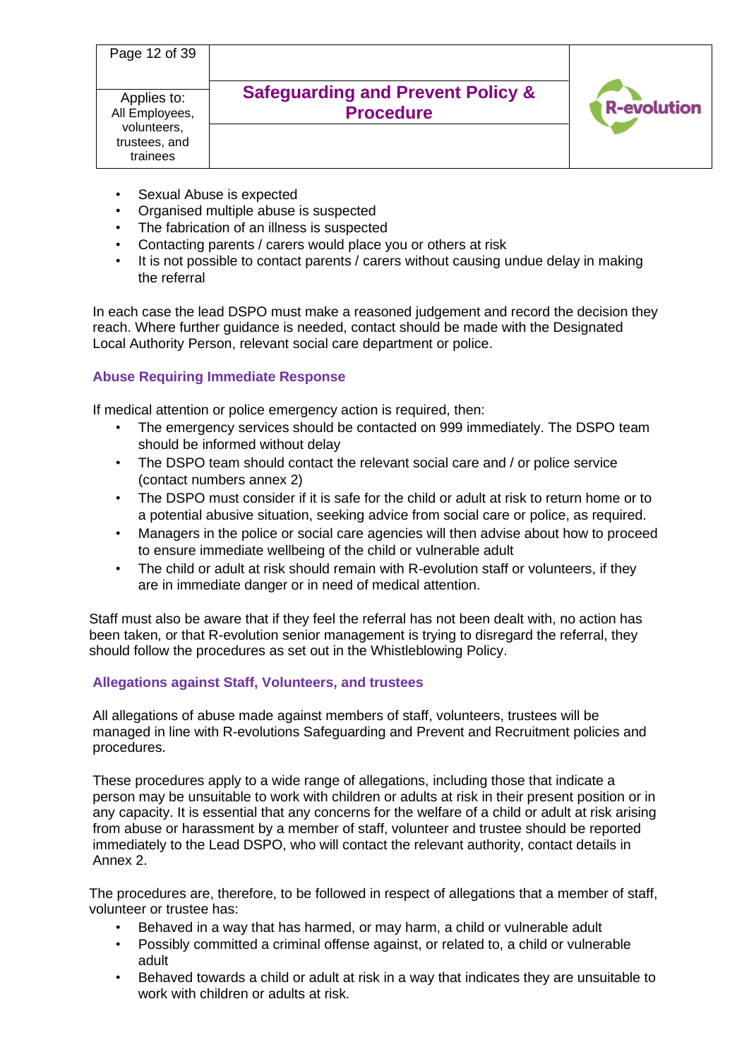- Sexual Abuse is expected
- Organised multiple abuse is suspected
- The fabrication of an illness is suspected
- Contacting parents / carers would place you or others at risk
- It is not possible to contact parents / carers without causing undue delay in making the referral

In each case the lead DSPO must make a reasoned judgement and record the decision they reach. Where further guidance is needed, contact should be made with the Designated Local Authority Person, relevant social care department or police.

### Abuse Requiring Immediate Response

If medical attention or police emergency action is required, then:

- The emergency services should be contacted on 999 immediately. The DSPO team should be informed without delay
- The DSPO team should contact the relevant social care and / or police service (contact numbers annex 2)
- The DSPO must consider if it is safe for the child or adult at risk to return home or to a potential abusive situation, seeking advice from social care or police, as required.
- Managers in the police or social care agencies will then advise about how to proceed to ensure immediate wellbeing of the child or vulnerable adult
- The child or adult at risk should remain with R-evolution staff or volunteers, if they are in immediate danger or in need of medical attention.

Staff must also be aware that if they feel the referral has not been dealt with, no action has been taken, or that R-evolution senior management is trying to disregard the referral, they should follow the procedures as set out in the Whistleblowing Policy.

### Allegations against Staff, Volunteers, and trustees

All allegations of abuse made against members of staff, volunteers, trustees will be managed in line with R-evolutions Safeguarding and Prevent and Recruitment policies and procedures.

These procedures apply to a wide range of allegations, including those that indicate a person may be unsuitable to work with children or adults at risk in their present position or in any capacity. It is essential that any concerns for the welfare of a child or adult at risk arising from abuse or harassment by a member of staff, volunteer and trustee should be reported immediately to the Lead DSPO, who will contact the relevant authority, contact details in Annex 2.

The procedures are, therefore, to be followed in respect of allegations that a member of staff, volunteer or trustee has:

- Behaved in a way that has harmed, or may harm, a child or vulnerable adult
- Possibly committed a criminal offense against, or related to, a child or vulnerable adult
- Behaved towards a child or adult at risk in a way that indicates they are unsuitable to work with children or adults at risk.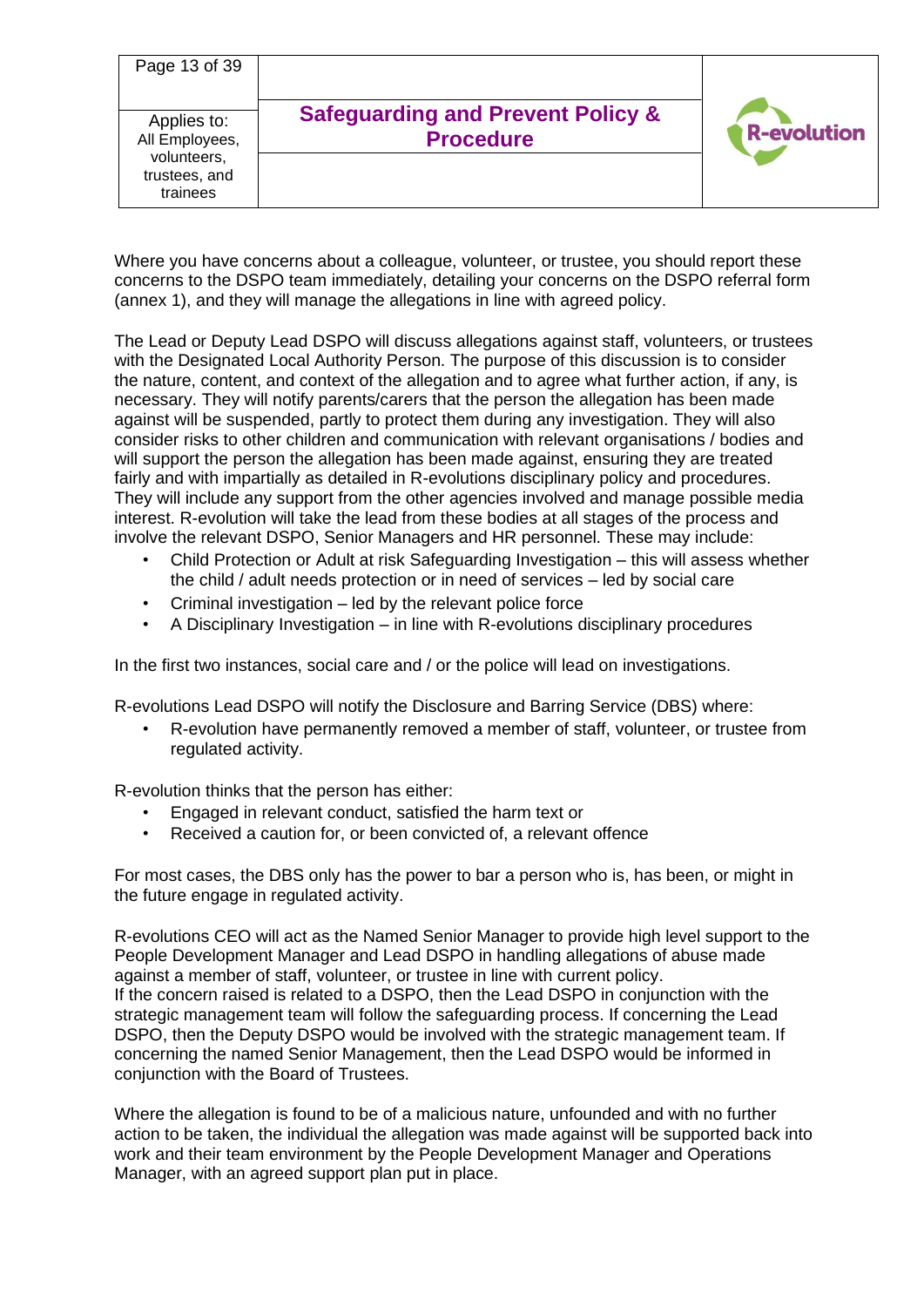Where you have concerns about a colleague, volunteer, or trustee, you should report these concerns to the DSPO team immediately, detailing your concerns on the DSPO referral form (annex 1), and they will manage the allegations in line with agreed policy.

The Lead or Deputy Lead DSPO will discuss allegations against staff, volunteers, or trustees with the Designated Local Authority Person. The purpose of this discussion is to consider the nature, content, and context of the allegation and to agree what further action, if any, is necessary. They will notify parents/carers that the person the allegation has been made against will be suspended, partly to protect them during any investigation. They will also consider risks to other children and communication with relevant organisations / bodies and will support the person the allegation has been made against, ensuring they are treated fairly and with impartially as detailed in R-evolutions disciplinary policy and procedures. They will include any support from the other agencies involved and manage possible media interest. R-evolution will take the lead from these bodies at all stages of the process and involve the relevant DSPO, Senior Managers and HR personnel. These may include:

- Child Protection or Adult at risk Safeguarding Investigation – this will assess whether the child / adult needs protection or in need of services – led by social care
- Criminal investigation – led by the relevant police force
- A Disciplinary Investigation – in line with R-evolutions disciplinary procedures

In the first two instances, social care and / or the police will lead on investigations.

R-evolutions Lead DSPO will notify the Disclosure and Barring Service (DBS) where:

- R-evolution have permanently removed a member of staff, volunteer, or trustee from regulated activity.

R-evolution thinks that the person has either:

- Engaged in relevant conduct, satisfied the harm text or
- Received a caution for, or been convicted of, a relevant offence

For most cases, the DBS only has the power to bar a person who is, has been, or might in the future engage in regulated activity.

R-evolutions CEO will act as the Named Senior Manager to provide high level support to the People Development Manager and Lead DSPO in handling allegations of abuse made against a member of staff, volunteer, or trustee in line with current policy.
If the concern raised is related to a DSPO, then the Lead DSPO in conjunction with the strategic management team will follow the safeguarding process. If concerning the Lead DSPO, then the Deputy DSPO would be involved with the strategic management team. If concerning the named Senior Management, then the Lead DSPO would be informed in conjunction with the Board of Trustees.

Where the allegation is found to be of a malicious nature, unfounded and with no further action to be taken, the individual the allegation was made against will be supported back into work and their team environment by the People Development Manager and Operations Manager, with an agreed support plan put in place.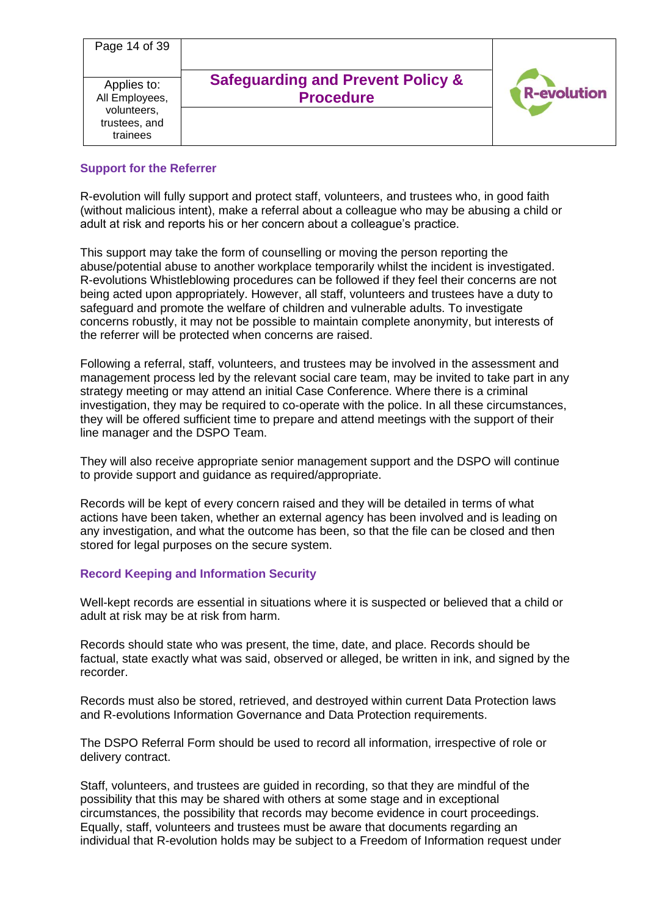### Support for the Referrer

R-evolution will fully support and protect staff, volunteers, and trustees who, in good faith (without malicious intent), make a referral about a colleague who may be abusing a child or adult at risk and reports his or her concern about a colleague's practice.

This support may take the form of counselling or moving the person reporting the abuse/potential abuse to another workplace temporarily whilst the incident is investigated. R-evolutions Whistleblowing procedures can be followed if they feel their concerns are not being acted upon appropriately. However, all staff, volunteers and trustees have a duty to safeguard and promote the welfare of children and vulnerable adults. To investigate concerns robustly, it may not be possible to maintain complete anonymity, but interests of the referrer will be protected when concerns are raised.

Following a referral, staff, volunteers, and trustees may be involved in the assessment and management process led by the relevant social care team, may be invited to take part in any strategy meeting or may attend an initial Case Conference. Where there is a criminal investigation, they may be required to co-operate with the police. In all these circumstances, they will be offered sufficient time to prepare and attend meetings with the support of their line manager and the DSPO Team.

They will also receive appropriate senior management support and the DSPO will continue to provide support and guidance as required/appropriate.

Records will be kept of every concern raised and they will be detailed in terms of what actions have been taken, whether an external agency has been involved and is leading on any investigation, and what the outcome has been, so that the file can be closed and then stored for legal purposes on the secure system.

### Record Keeping and Information Security

Well-kept records are essential in situations where it is suspected or believed that a child or adult at risk may be at risk from harm.

Records should state who was present, the time, date, and place. Records should be factual, state exactly what was said, observed or alleged, be written in ink, and signed by the recorder.

Records must also be stored, retrieved, and destroyed within current Data Protection laws and R-evolutions Information Governance and Data Protection requirements.

The DSPO Referral Form should be used to record all information, irrespective of role or delivery contract.

Staff, volunteers, and trustees are guided in recording, so that they are mindful of the possibility that this may be shared with others at some stage and in exceptional circumstances, the possibility that records may become evidence in court proceedings. Equally, staff, volunteers and trustees must be aware that documents regarding an individual that R-evolution holds may be subject to a Freedom of Information request under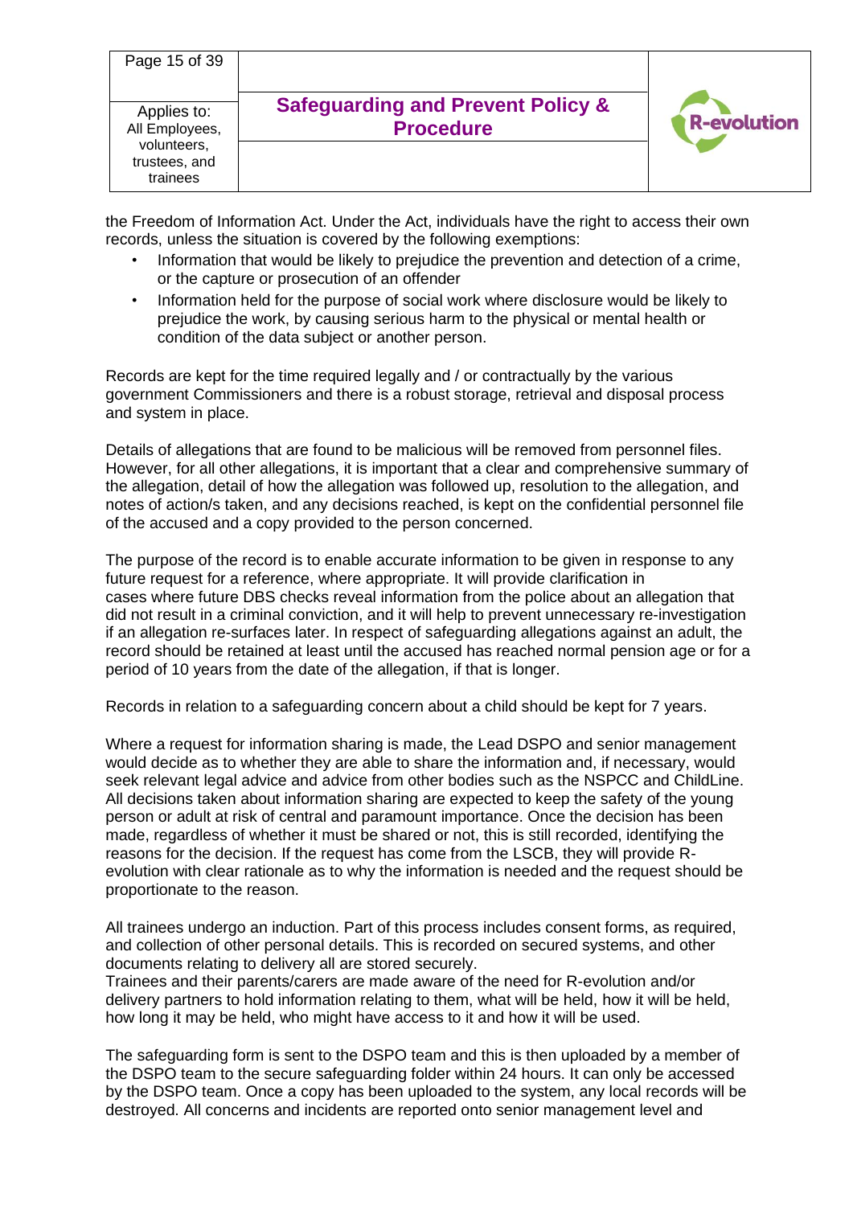the Freedom of Information Act. Under the Act, individuals have the right to access their own records, unless the situation is covered by the following exemptions:

- Information that would be likely to prejudice the prevention and detection of a crime, or the capture or prosecution of an offender
- Information held for the purpose of social work where disclosure would be likely to prejudice the work, by causing serious harm to the physical or mental health or condition of the data subject or another person.

Records are kept for the time required legally and / or contractually by the various government Commissioners and there is a robust storage, retrieval and disposal process and system in place.

Details of allegations that are found to be malicious will be removed from personnel files. However, for all other allegations, it is important that a clear and comprehensive summary of the allegation, detail of how the allegation was followed up, resolution to the allegation, and notes of action/s taken, and any decisions reached, is kept on the confidential personnel file of the accused and a copy provided to the person concerned.

The purpose of the record is to enable accurate information to be given in response to any future request for a reference, where appropriate. It will provide clarification in cases where future DBS checks reveal information from the police about an allegation that did not result in a criminal conviction, and it will help to prevent unnecessary re-investigation if an allegation re-surfaces later. In respect of safeguarding allegations against an adult, the record should be retained at least until the accused has reached normal pension age or for a period of 10 years from the date of the allegation, if that is longer.

Records in relation to a safeguarding concern about a child should be kept for 7 years.

Where a request for information sharing is made, the Lead DSPO and senior management would decide as to whether they are able to share the information and, if necessary, would seek relevant legal advice and advice from other bodies such as the NSPCC and ChildLine. All decisions taken about information sharing are expected to keep the safety of the young person or adult at risk of central and paramount importance. Once the decision has been made, regardless of whether it must be shared or not, this is still recorded, identifying the reasons for the decision. If the request has come from the LSCB, they will provide R-evolution with clear rationale as to why the information is needed and the request should be proportionate to the reason.

All trainees undergo an induction. Part of this process includes consent forms, as required, and collection of other personal details. This is recorded on secured systems, and other documents relating to delivery all are stored securely.
Trainees and their parents/carers are made aware of the need for R-evolution and/or delivery partners to hold information relating to them, what will be held, how it will be held, how long it may be held, who might have access to it and how it will be used.

The safeguarding form is sent to the DSPO team and this is then uploaded by a member of the DSPO team to the secure safeguarding folder within 24 hours. It can only be accessed by the DSPO team. Once a copy has been uploaded to the system, any local records will be destroyed. All concerns and incidents are reported onto senior management level and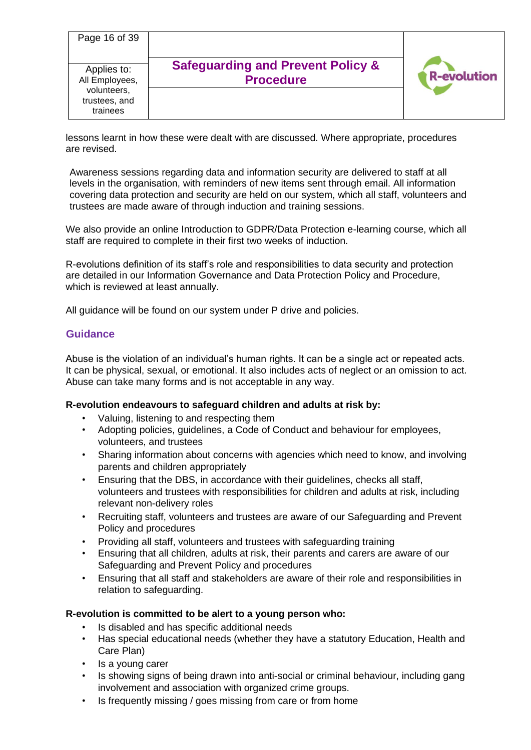lessons learnt in how these were dealt with are discussed. Where appropriate, procedures are revised.

Awareness sessions regarding data and information security are delivered to staff at all levels in the organisation, with reminders of new items sent through email. All information covering data protection and security are held on our system, which all staff, volunteers and trustees are made aware of through induction and training sessions.

We also provide an online Introduction to GDPR/Data Protection e-learning course, which all staff are required to complete in their first two weeks of induction.

R-evolutions definition of its staff's role and responsibilities to data security and protection are detailed in our Information Governance and Data Protection Policy and Procedure, which is reviewed at least annually.

All guidance will be found on our system under P drive and policies.

## Guidance

Abuse is the violation of an individual's human rights. It can be a single act or repeated acts. It can be physical, sexual, or emotional. It also includes acts of neglect or an omission to act. Abuse can take many forms and is not acceptable in any way.

**R-evolution endeavours to safeguard children and adults at risk by:**

- Valuing, listening to and respecting them
- Adopting policies, guidelines, a Code of Conduct and behaviour for employees, volunteers, and trustees
- Sharing information about concerns with agencies which need to know, and involving parents and children appropriately
- Ensuring that the DBS, in accordance with their guidelines, checks all staff, volunteers and trustees with responsibilities for children and adults at risk, including relevant non-delivery roles
- Recruiting staff, volunteers and trustees are aware of our Safeguarding and Prevent Policy and procedures
- Providing all staff, volunteers and trustees with safeguarding training
- Ensuring that all children, adults at risk, their parents and carers are aware of our Safeguarding and Prevent Policy and procedures
- Ensuring that all staff and stakeholders are aware of their role and responsibilities in relation to safeguarding.

**R-evolution is committed to be alert to a young person who:**

- Is disabled and has specific additional needs
- Has special educational needs (whether they have a statutory Education, Health and Care Plan)
- Is a young carer
- Is showing signs of being drawn into anti-social or criminal behaviour, including gang involvement and association with organized crime groups.
- Is frequently missing / goes missing from care or from home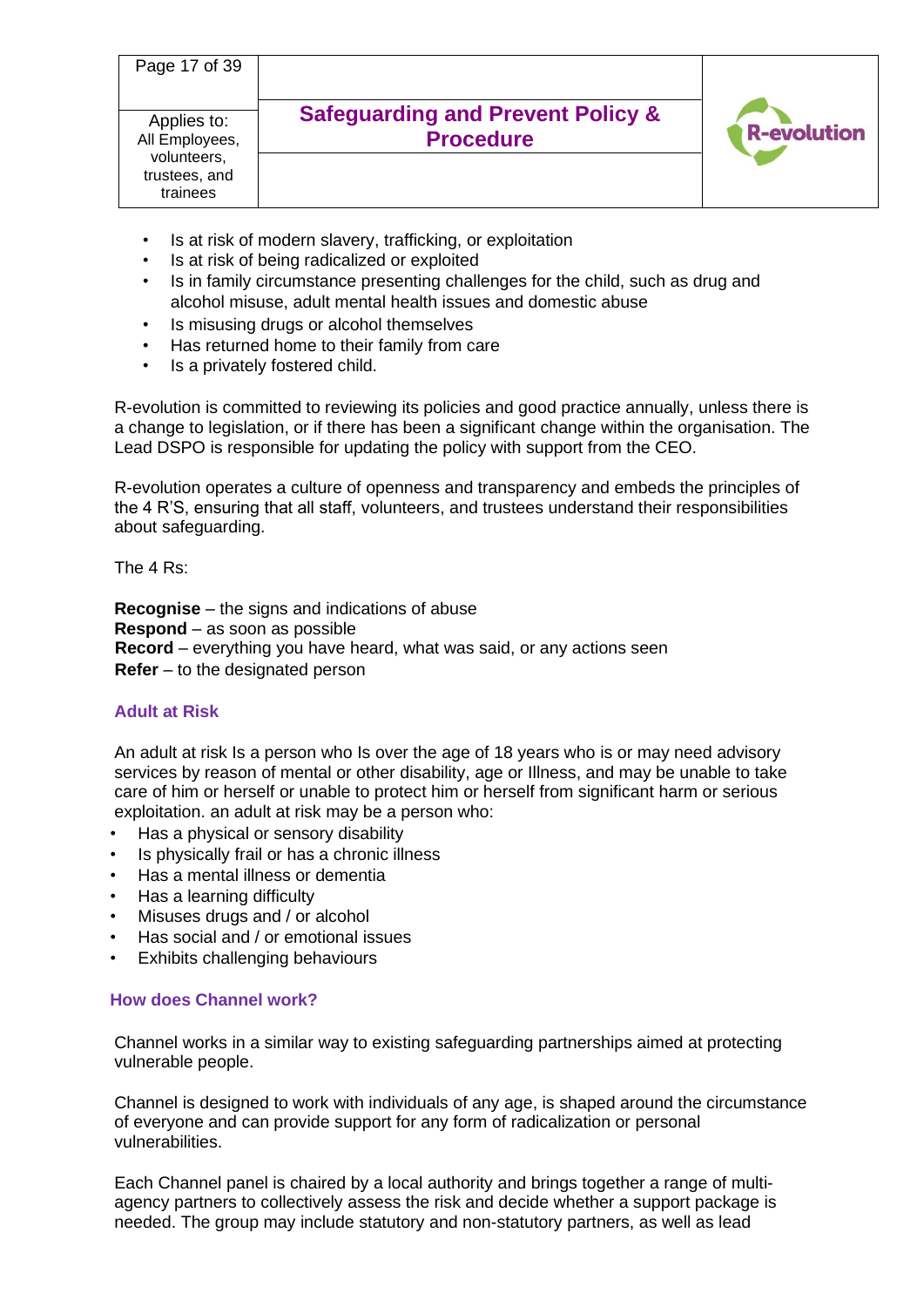- Is at risk of modern slavery, trafficking, or exploitation
- Is at risk of being radicalized or exploited
- Is in family circumstance presenting challenges for the child, such as drug and alcohol misuse, adult mental health issues and domestic abuse
- Is misusing drugs or alcohol themselves
- Has returned home to their family from care
- Is a privately fostered child.

R-evolution is committed to reviewing its policies and good practice annually, unless there is a change to legislation, or if there has been a significant change within the organisation. The Lead DSPO is responsible for updating the policy with support from the CEO.

R-evolution operates a culture of openness and transparency and embeds the principles of the 4 R'S, ensuring that all staff, volunteers, and trustees understand their responsibilities about safeguarding.

The 4 Rs:

**Recognise** – the signs and indications of abuse
**Respond** – as soon as possible
**Record** – everything you have heard, what was said, or any actions seen
**Refer** – to the designated person

### Adult at Risk

An adult at risk Is a person who Is over the age of 18 years who is or may need advisory services by reason of mental or other disability, age or Illness, and may be unable to take care of him or herself or unable to protect him or herself from significant harm or serious exploitation. an adult at risk may be a person who:

- Has a physical or sensory disability
- Is physically frail or has a chronic illness
- Has a mental illness or dementia
- Has a learning difficulty
- Misuses drugs and / or alcohol
- Has social and / or emotional issues
- Exhibits challenging behaviours

### How does Channel work?

Channel works in a similar way to existing safeguarding partnerships aimed at protecting vulnerable people.

Channel is designed to work with individuals of any age, is shaped around the circumstance of everyone and can provide support for any form of radicalization or personal vulnerabilities.

Each Channel panel is chaired by a local authority and brings together a range of multi-agency partners to collectively assess the risk and decide whether a support package is needed. The group may include statutory and non-statutory partners, as well as lead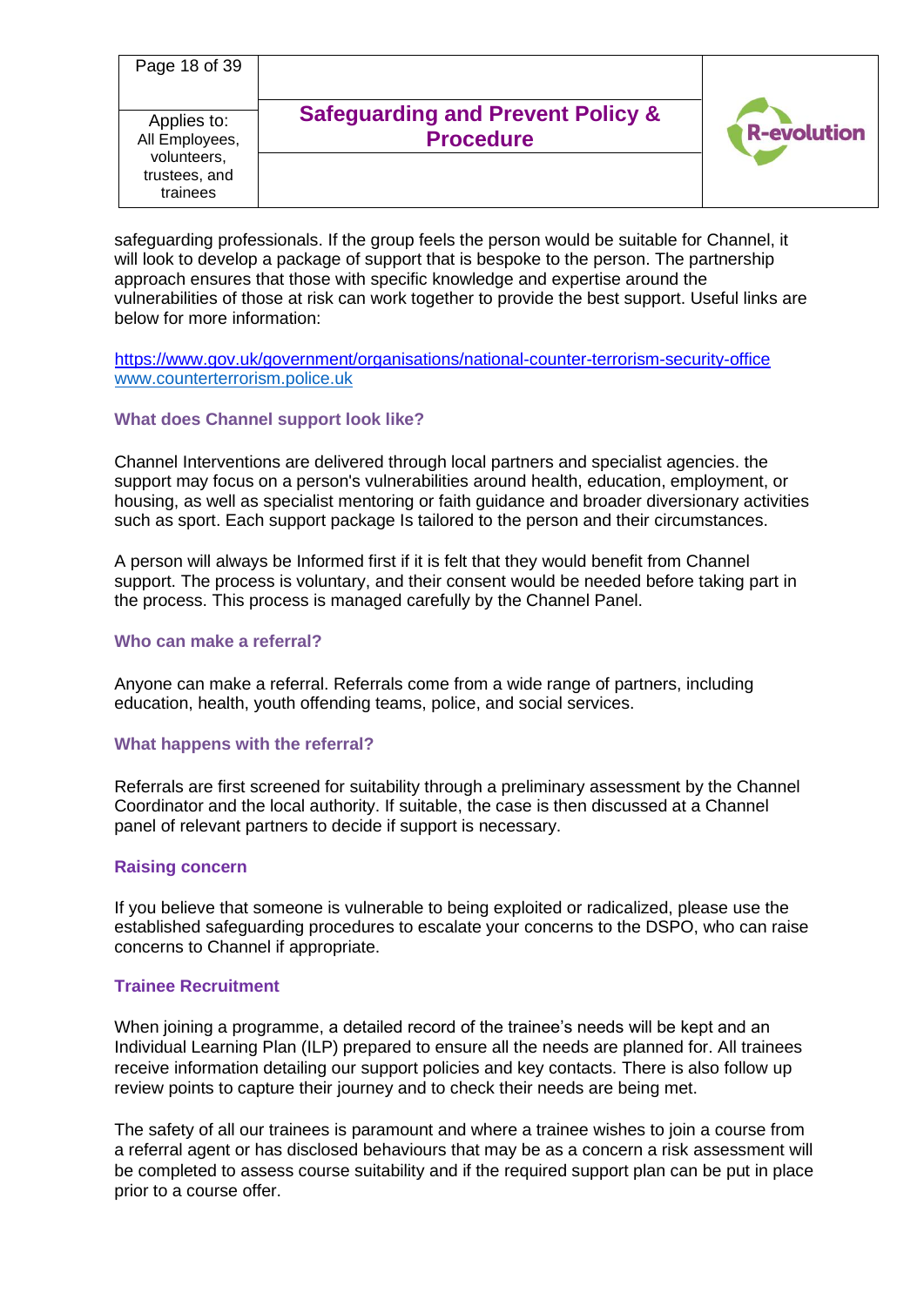safeguarding professionals. If the group feels the person would be suitable for Channel, it will look to develop a package of support that is bespoke to the person. The partnership approach ensures that those with specific knowledge and expertise around the vulnerabilities of those at risk can work together to provide the best support. Useful links are below for more information:

https://www.gov.uk/government/organisations/national-counter-terrorism-security-office
www.counterterrorism.police.uk

### What does Channel support look like?

Channel Interventions are delivered through local partners and specialist agencies. the support may focus on a person's vulnerabilities around health, education, employment, or housing, as well as specialist mentoring or faith guidance and broader diversionary activities such as sport. Each support package Is tailored to the person and their circumstances.

A person will always be Informed first if it is felt that they would benefit from Channel support. The process is voluntary, and their consent would be needed before taking part in the process. This process is managed carefully by the Channel Panel.

### Who can make a referral?

Anyone can make a referral. Referrals come from a wide range of partners, including education, health, youth offending teams, police, and social services.

### What happens with the referral?

Referrals are first screened for suitability through a preliminary assessment by the Channel Coordinator and the local authority. If suitable, the case is then discussed at a Channel panel of relevant partners to decide if support is necessary.

### Raising concern

If you believe that someone is vulnerable to being exploited or radicalized, please use the established safeguarding procedures to escalate your concerns to the DSPO, who can raise concerns to Channel if appropriate.

### Trainee Recruitment

When joining a programme, a detailed record of the trainee's needs will be kept and an Individual Learning Plan (ILP) prepared to ensure all the needs are planned for. All trainees receive information detailing our support policies and key contacts. There is also follow up review points to capture their journey and to check their needs are being met.

The safety of all our trainees is paramount and where a trainee wishes to join a course from a referral agent or has disclosed behaviours that may be as a concern a risk assessment will be completed to assess course suitability and if the required support plan can be put in place prior to a course offer.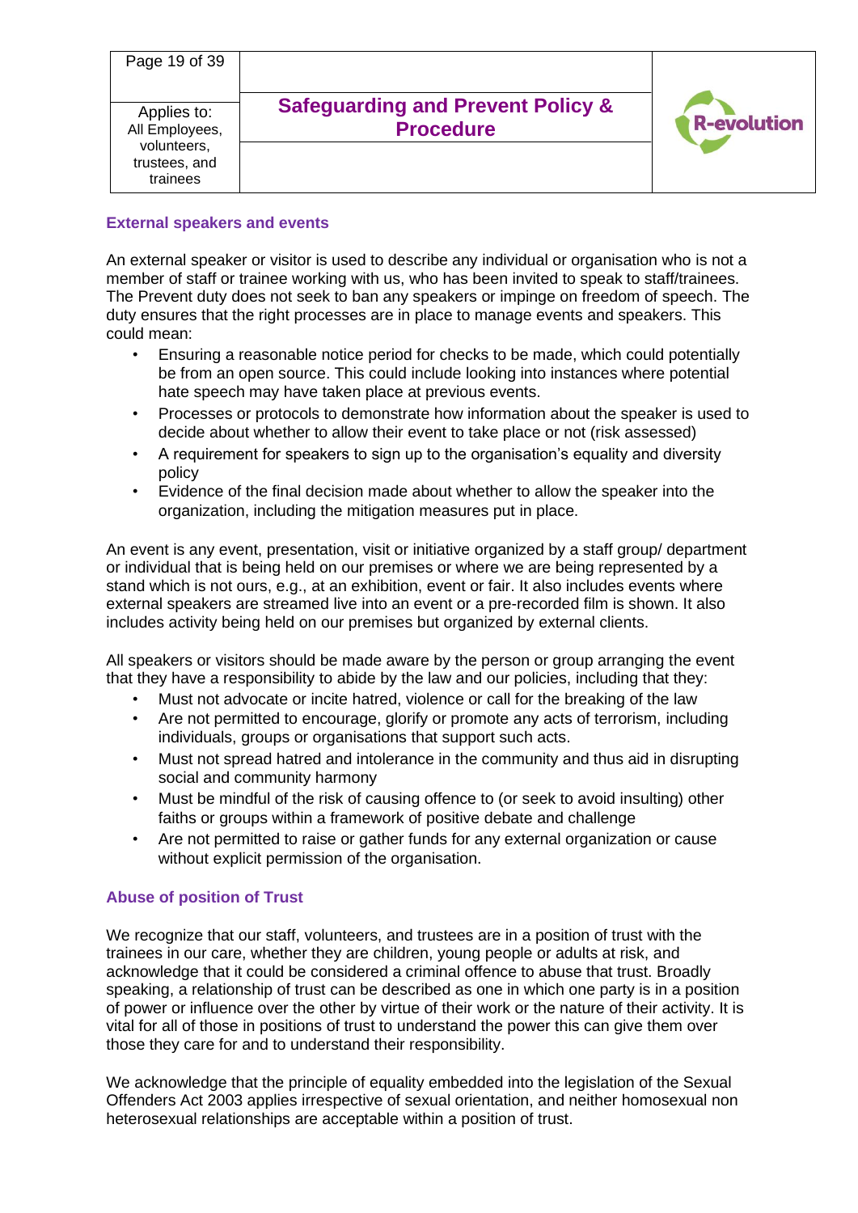### External speakers and events

An external speaker or visitor is used to describe any individual or organisation who is not a member of staff or trainee working with us, who has been invited to speak to staff/trainees. The Prevent duty does not seek to ban any speakers or impinge on freedom of speech. The duty ensures that the right processes are in place to manage events and speakers. This could mean:

- Ensuring a reasonable notice period for checks to be made, which could potentially be from an open source. This could include looking into instances where potential hate speech may have taken place at previous events.
- Processes or protocols to demonstrate how information about the speaker is used to decide about whether to allow their event to take place or not (risk assessed)
- A requirement for speakers to sign up to the organisation's equality and diversity policy
- Evidence of the final decision made about whether to allow the speaker into the organization, including the mitigation measures put in place.

An event is any event, presentation, visit or initiative organized by a staff group/ department or individual that is being held on our premises or where we are being represented by a stand which is not ours, e.g., at an exhibition, event or fair. It also includes events where external speakers are streamed live into an event or a pre-recorded film is shown. It also includes activity being held on our premises but organized by external clients.

All speakers or visitors should be made aware by the person or group arranging the event that they have a responsibility to abide by the law and our policies, including that they:

- Must not advocate or incite hatred, violence or call for the breaking of the law
- Are not permitted to encourage, glorify or promote any acts of terrorism, including individuals, groups or organisations that support such acts.
- Must not spread hatred and intolerance in the community and thus aid in disrupting social and community harmony
- Must be mindful of the risk of causing offence to (or seek to avoid insulting) other faiths or groups within a framework of positive debate and challenge
- Are not permitted to raise or gather funds for any external organization or cause without explicit permission of the organisation.

### Abuse of position of Trust

We recognize that our staff, volunteers, and trustees are in a position of trust with the trainees in our care, whether they are children, young people or adults at risk, and acknowledge that it could be considered a criminal offence to abuse that trust. Broadly speaking, a relationship of trust can be described as one in which one party is in a position of power or influence over the other by virtue of their work or the nature of their activity. It is vital for all of those in positions of trust to understand the power this can give them over those they care for and to understand their responsibility.

We acknowledge that the principle of equality embedded into the legislation of the Sexual Offenders Act 2003 applies irrespective of sexual orientation, and neither homosexual non heterosexual relationships are acceptable within a position of trust.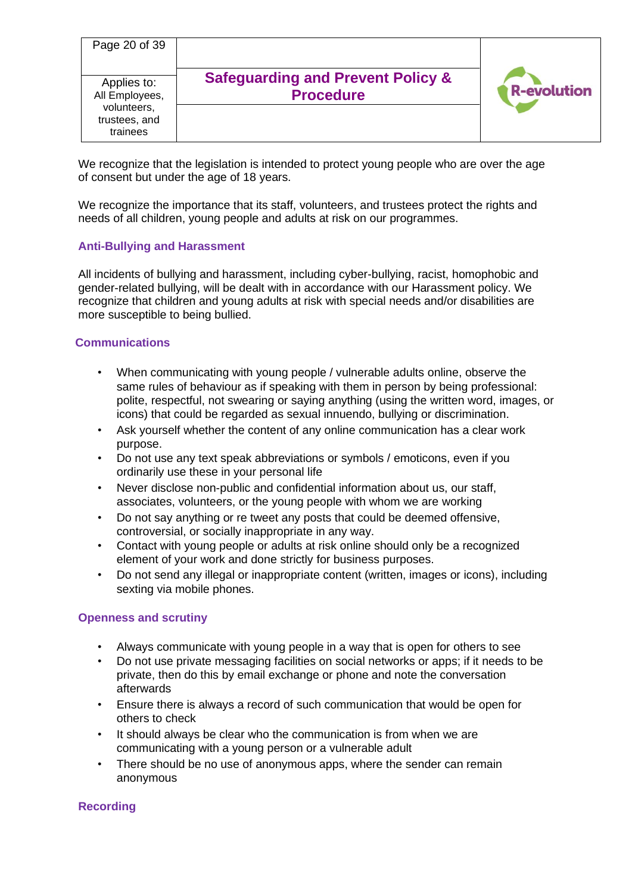We recognize that the legislation is intended to protect young people who are over the age of consent but under the age of 18 years.

We recognize the importance that its staff, volunteers, and trustees protect the rights and needs of all children, young people and adults at risk on our programmes.

### Anti-Bullying and Harassment

All incidents of bullying and harassment, including cyber-bullying, racist, homophobic and gender-related bullying, will be dealt with in accordance with our Harassment policy. We recognize that children and young adults at risk with special needs and/or disabilities are more susceptible to being bullied.

### Communications

- When communicating with young people / vulnerable adults online, observe the same rules of behaviour as if speaking with them in person by being professional: polite, respectful, not swearing or saying anything (using the written word, images, or icons) that could be regarded as sexual innuendo, bullying or discrimination.
- Ask yourself whether the content of any online communication has a clear work purpose.
- Do not use any text speak abbreviations or symbols / emoticons, even if you ordinarily use these in your personal life
- Never disclose non-public and confidential information about us, our staff, associates, volunteers, or the young people with whom we are working
- Do not say anything or re tweet any posts that could be deemed offensive, controversial, or socially inappropriate in any way.
- Contact with young people or adults at risk online should only be a recognized element of your work and done strictly for business purposes.
- Do not send any illegal or inappropriate content (written, images or icons), including sexting via mobile phones.

### Openness and scrutiny

- Always communicate with young people in a way that is open for others to see
- Do not use private messaging facilities on social networks or apps; if it needs to be private, then do this by email exchange or phone and note the conversation afterwards
- Ensure there is always a record of such communication that would be open for others to check
- It should always be clear who the communication is from when we are communicating with a young person or a vulnerable adult
- There should be no use of anonymous apps, where the sender can remain anonymous

### Recording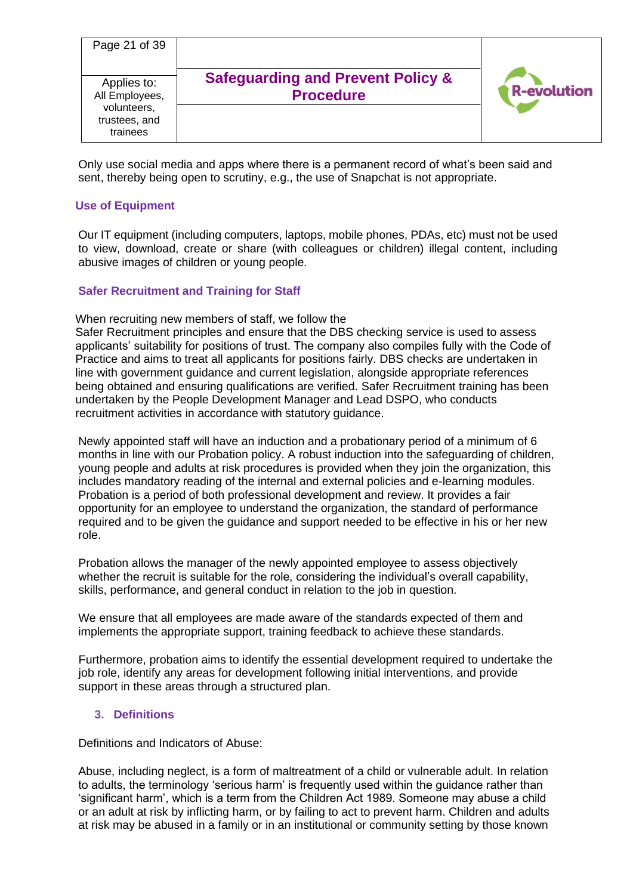Only use social media and apps where there is a permanent record of what's been said and sent, thereby being open to scrutiny, e.g., the use of Snapchat is not appropriate.

### Use of Equipment

Our IT equipment (including computers, laptops, mobile phones, PDAs, etc) must not be used to view, download, create or share (with colleagues or children) illegal content, including abusive images of children or young people.

### Safer Recruitment and Training for Staff

When recruiting new members of staff, we follow the Safer Recruitment principles and ensure that the DBS checking service is used to assess applicants' suitability for positions of trust. The company also compiles fully with the Code of Practice and aims to treat all applicants for positions fairly. DBS checks are undertaken in line with government guidance and current legislation, alongside appropriate references being obtained and ensuring qualifications are verified. Safer Recruitment training has been undertaken by the People Development Manager and Lead DSPO, who conducts recruitment activities in accordance with statutory guidance.

Newly appointed staff will have an induction and a probationary period of a minimum of 6 months in line with our Probation policy. A robust induction into the safeguarding of children, young people and adults at risk procedures is provided when they join the organization, this includes mandatory reading of the internal and external policies and e-learning modules. Probation is a period of both professional development and review. It provides a fair opportunity for an employee to understand the organization, the standard of performance required and to be given the guidance and support needed to be effective in his or her new role.

Probation allows the manager of the newly appointed employee to assess objectively whether the recruit is suitable for the role, considering the individual's overall capability, skills, performance, and general conduct in relation to the job in question.

We ensure that all employees are made aware of the standards expected of them and implements the appropriate support, training feedback to achieve these standards.

Furthermore, probation aims to identify the essential development required to undertake the job role, identify any areas for development following initial interventions, and provide support in these areas through a structured plan.

## 3. Definitions

Definitions and Indicators of Abuse:

Abuse, including neglect, is a form of maltreatment of a child or vulnerable adult. In relation to adults, the terminology 'serious harm' is frequently used within the guidance rather than 'significant harm', which is a term from the Children Act 1989. Someone may abuse a child or an adult at risk by inflicting harm, or by failing to act to prevent harm. Children and adults at risk may be abused in a family or in an institutional or community setting by those known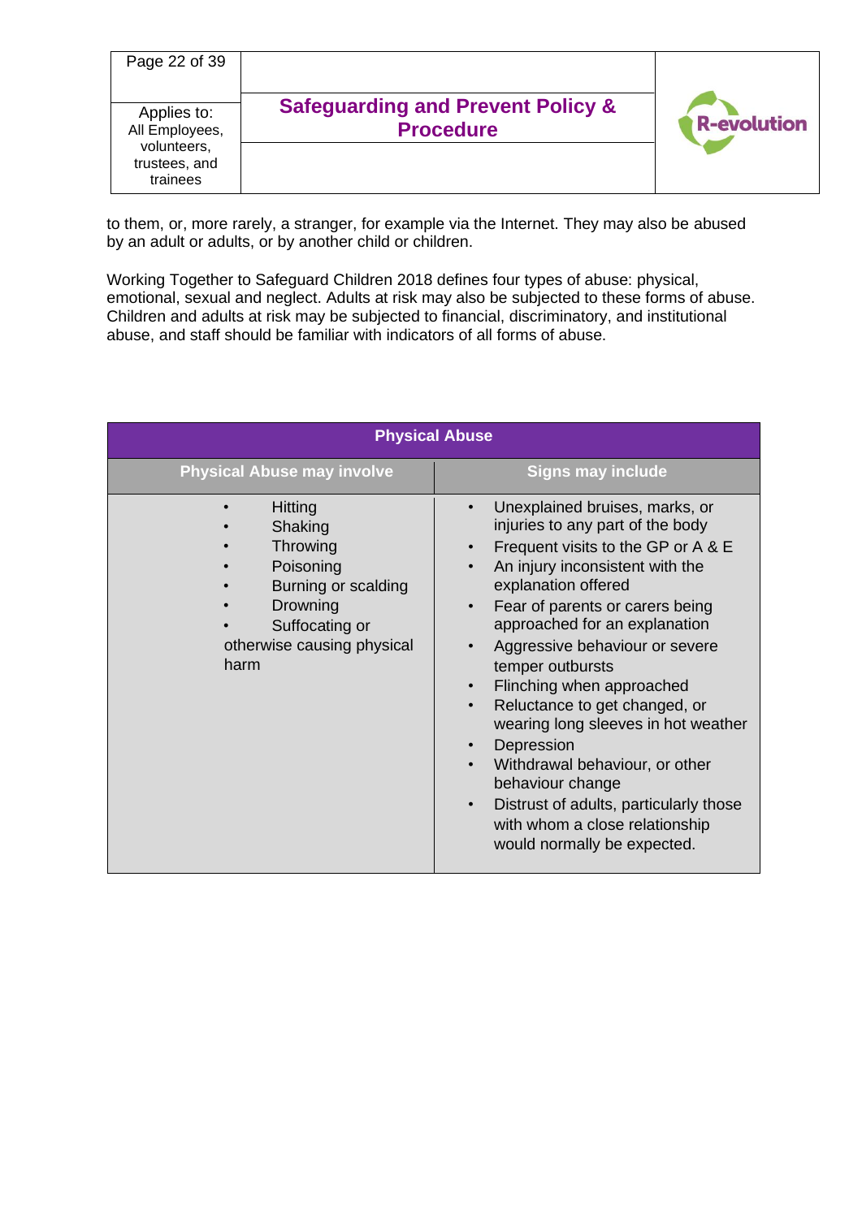to them, or, more rarely, a stranger, for example via the Internet. They may also be abused by an adult or adults, or by another child or children.

Working Together to Safeguard Children 2018 defines four types of abuse: physical, emotional, sexual and neglect. Adults at risk may also be subjected to these forms of abuse. Children and adults at risk may be subjected to financial, discriminatory, and institutional abuse, and staff should be familiar with indicators of all forms of abuse.

| Physical Abuse | |
|---|---|
| **Physical Abuse may involve** | **Signs may include** |
| • Hitting<br>• Shaking<br>• Throwing<br>• Poisoning<br>• Burning or scalding<br>• Drowning<br>• Suffocating or otherwise causing physical harm | • Unexplained bruises, marks, or injuries to any part of the body<br>• Frequent visits to the GP or A & E<br>• An injury inconsistent with the explanation offered<br>• Fear of parents or carers being approached for an explanation<br>• Aggressive behaviour or severe temper outbursts<br>• Flinching when approached<br>• Reluctance to get changed, or wearing long sleeves in hot weather<br>• Depression<br>• Withdrawal behaviour, or other behaviour change<br>• Distrust of adults, particularly those with whom a close relationship would normally be expected. |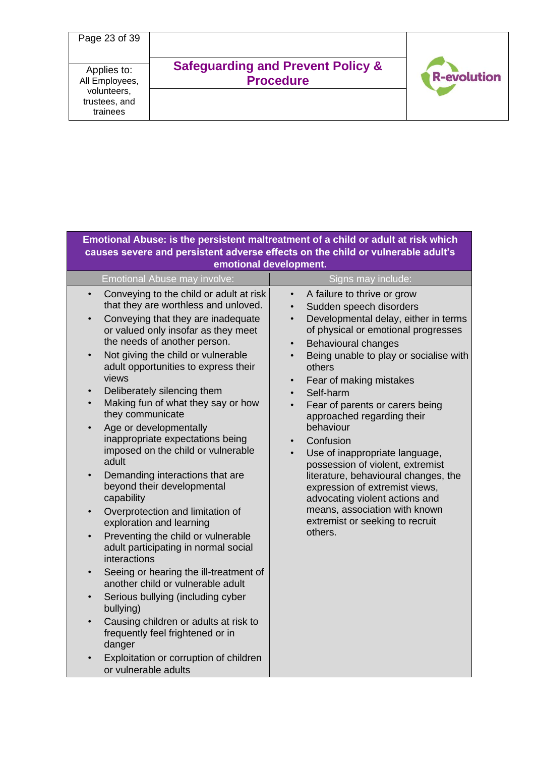| Emotional Abuse: is the persistent maltreatment of a child or adult at risk which causes severe and persistent adverse effects on the child or vulnerable adult's emotional development. | |
|---|---|
| Emotional Abuse may involve: | Signs may include: |
| • Conveying to the child or adult at risk that they are worthless and unloved.<br>• Conveying that they are inadequate or valued only insofar as they meet the needs of another person.<br>• Not giving the child or vulnerable adult opportunities to express their views<br>• Deliberately silencing them<br>• Making fun of what they say or how they communicate<br>• Age or developmentally inappropriate expectations being imposed on the child or vulnerable adult<br>• Demanding interactions that are beyond their developmental capability<br>• Overprotection and limitation of exploration and learning<br>• Preventing the child or vulnerable adult participating in normal social interactions<br>• Seeing or hearing the ill-treatment of another child or vulnerable adult<br>• Serious bullying (including cyber bullying)<br>• Causing children or adults at risk to frequently feel frightened or in danger<br>• Exploitation or corruption of children or vulnerable adults | • A failure to thrive or grow<br>• Sudden speech disorders<br>• Developmental delay, either in terms of physical or emotional progresses<br>• Behavioural changes<br>• Being unable to play or socialise with others<br>• Fear of making mistakes<br>• Self-harm<br>• Fear of parents or carers being approached regarding their behaviour<br>• Confusion<br>• Use of inappropriate language, possession of violent, extremist literature, behavioural changes, the expression of extremist views, advocating violent actions and means, association with known extremist or seeking to recruit others. |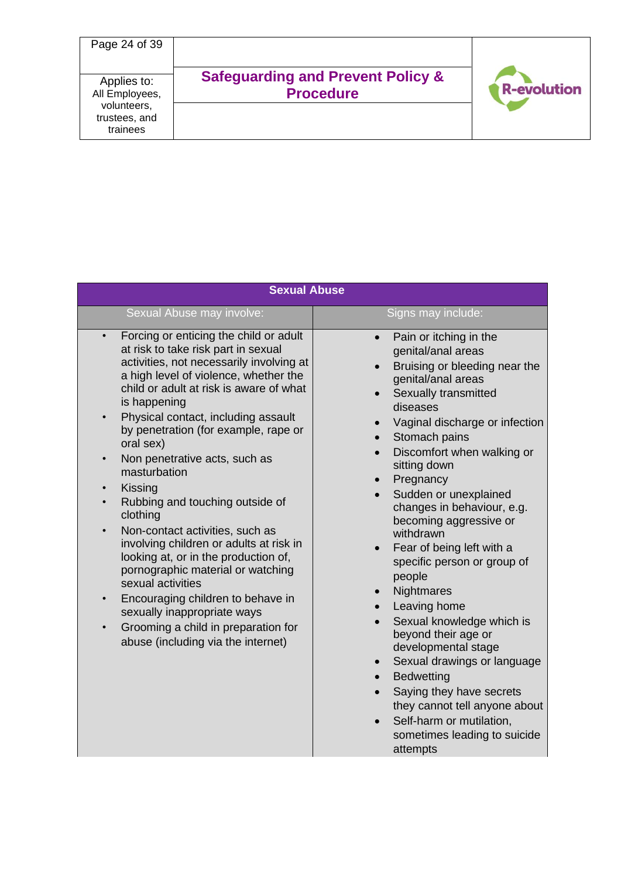| Sexual Abuse | |
|---|---|
| **Sexual Abuse may involve:** | **Signs may include:** |
| • Forcing or enticing the child or adult at risk to take risk part in sexual activities, not necessarily involving at a high level of violence, whether the child or adult at risk is aware of what is happening<br>• Physical contact, including assault by penetration (for example, rape or oral sex)<br>• Non penetrative acts, such as masturbation<br>• Kissing<br>• Rubbing and touching outside of clothing<br>• Non-contact activities, such as involving children or adults at risk in looking at, or in the production of, pornographic material or watching sexual activities<br>• Encouraging children to behave in sexually inappropriate ways<br>• Grooming a child in preparation for abuse (including via the internet) | • Pain or itching in the genital/anal areas<br>• Bruising or bleeding near the genital/anal areas<br>• Sexually transmitted diseases<br>• Vaginal discharge or infection<br>• Stomach pains<br>• Discomfort when walking or sitting down<br>• Pregnancy<br>• Sudden or unexplained changes in behaviour, e.g. becoming aggressive or withdrawn<br>• Fear of being left with a specific person or group of people<br>• Nightmares<br>• Leaving home<br>• Sexual knowledge which is beyond their age or developmental stage<br>• Sexual drawings or language<br>• Bedwetting<br>• Saying they have secrets they cannot tell anyone about<br>• Self-harm or mutilation, sometimes leading to suicide attempts |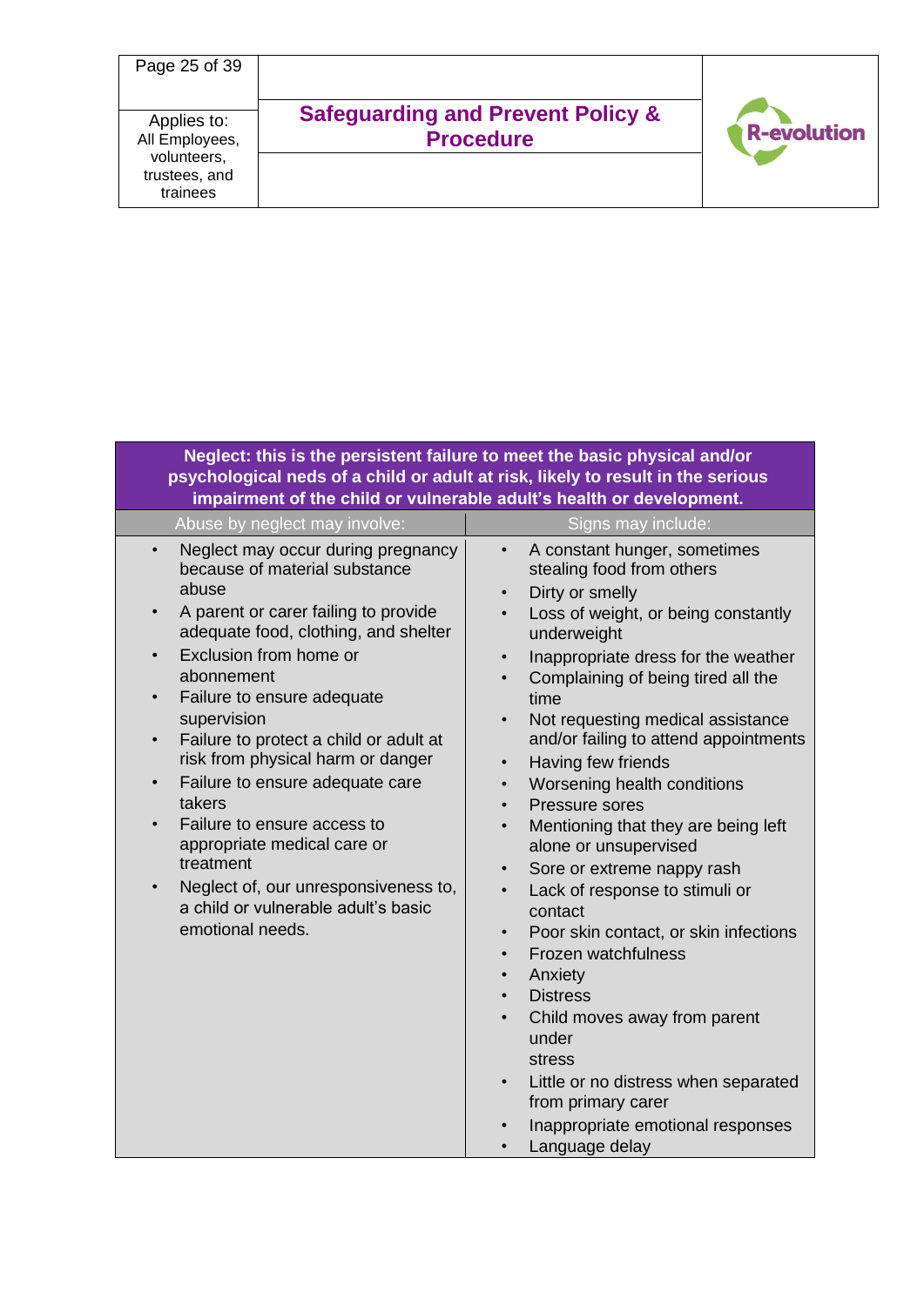| Neglect: this is the persistent failure to meet the basic physical and/or psychological neds of a child or adult at risk, likely to result in the serious impairment of the child or vulnerable adult's health or development. | |
|---|---|
| Abuse by neglect may involve: | Signs may include: |
| • Neglect may occur during pregnancy because of material substance abuse<br>• A parent or carer failing to provide adequate food, clothing, and shelter<br>• Exclusion from home or abonnement<br>• Failure to ensure adequate supervision<br>• Failure to protect a child or adult at risk from physical harm or danger<br>• Failure to ensure adequate care takers<br>• Failure to ensure access to appropriate medical care or treatment<br>• Neglect of, our unresponsiveness to, a child or vulnerable adult's basic emotional needs. | • A constant hunger, sometimes stealing food from others<br>• Dirty or smelly<br>• Loss of weight, or being constantly underweight<br>• Inappropriate dress for the weather<br>• Complaining of being tired all the time<br>• Not requesting medical assistance and/or failing to attend appointments<br>• Having few friends<br>• Worsening health conditions<br>• Pressure sores<br>• Mentioning that they are being left alone or unsupervised<br>• Sore or extreme nappy rash<br>• Lack of response to stimuli or contact<br>• Poor skin contact, or skin infections<br>• Frozen watchfulness<br>• Anxiety<br>• Distress<br>• Child moves away from parent under stress<br>• Little or no distress when separated from primary carer<br>• Inappropriate emotional responses<br>• Language delay |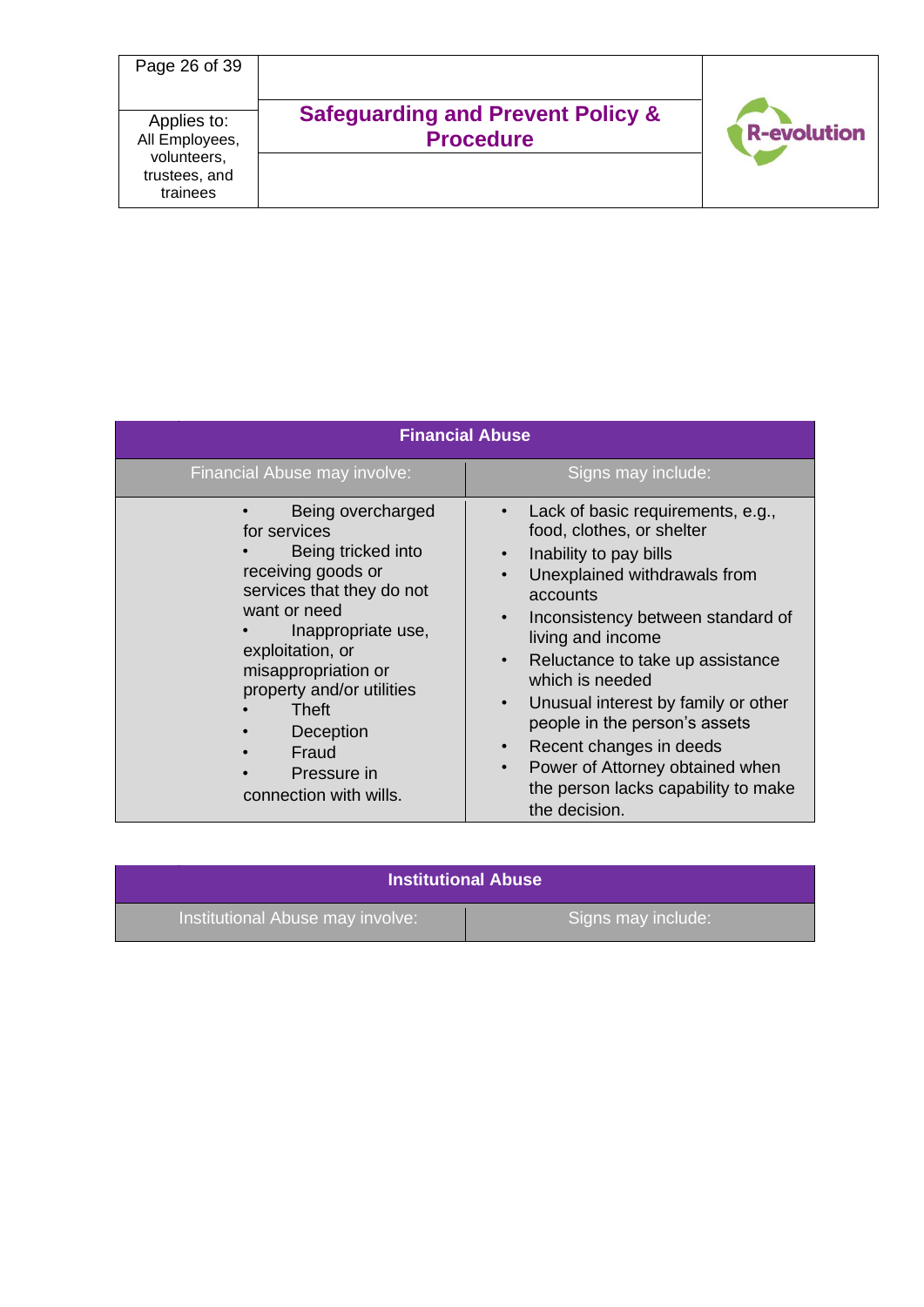| Financial Abuse | |
|---|---|
| Financial Abuse may involve: | Signs may include: |
| • Being overcharged for services<br>• Being tricked into receiving goods or services that they do not want or need<br>• Inappropriate use, exploitation, or misappropriation or property and/or utilities<br>• Theft<br>• Deception<br>• Fraud<br>• Pressure in connection with wills. | • Lack of basic requirements, e.g., food, clothes, or shelter<br>• Inability to pay bills<br>• Unexplained withdrawals from accounts<br>• Inconsistency between standard of living and income<br>• Reluctance to take up assistance which is needed<br>• Unusual interest by family or other people in the person's assets<br>• Recent changes in deeds<br>• Power of Attorney obtained when the person lacks capability to make the decision. |

| Institutional Abuse | |
|---|---|
| Institutional Abuse may involve: | Signs may include: |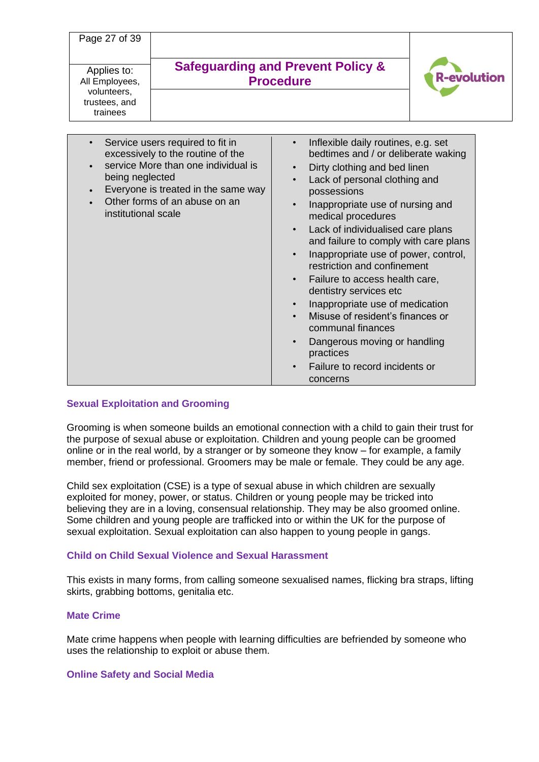| | |
|---|---|
| • Service users required to fit in excessively to the routine of the service<br>• More than one individual is being neglected<br>• Everyone is treated in the same way<br>• Other forms of an abuse on an institutional scale | • Inflexible daily routines, e.g. set bedtimes and / or deliberate waking<br>• Dirty clothing and bed linen<br>• Lack of personal clothing and possessions<br>• Inappropriate use of nursing and medical procedures<br>• Lack of individualised care plans and failure to comply with care plans<br>• Inappropriate use of power, control, restriction and confinement<br>• Failure to access health care, dentistry services etc<br>• Inappropriate use of medication<br>• Misuse of resident's finances or communal finances<br>• Dangerous moving or handling practices<br>• Failure to record incidents or concerns |

### Sexual Exploitation and Grooming

Grooming is when someone builds an emotional connection with a child to gain their trust for the purpose of sexual abuse or exploitation. Children and young people can be groomed online or in the real world, by a stranger or by someone they know – for example, a family member, friend or professional. Groomers may be male or female. They could be any age.

Child sex exploitation (CSE) is a type of sexual abuse in which children are sexually exploited for money, power, or status. Children or young people may be tricked into believing they are in a loving, consensual relationship. They may be also groomed online. Some children and young people are trafficked into or within the UK for the purpose of sexual exploitation. Sexual exploitation can also happen to young people in gangs.

### Child on Child Sexual Violence and Sexual Harassment

This exists in many forms, from calling someone sexualised names, flicking bra straps, lifting skirts, grabbing bottoms, genitalia etc.

### Mate Crime

Mate crime happens when people with learning difficulties are befriended by someone who uses the relationship to exploit or abuse them.

### Online Safety and Social Media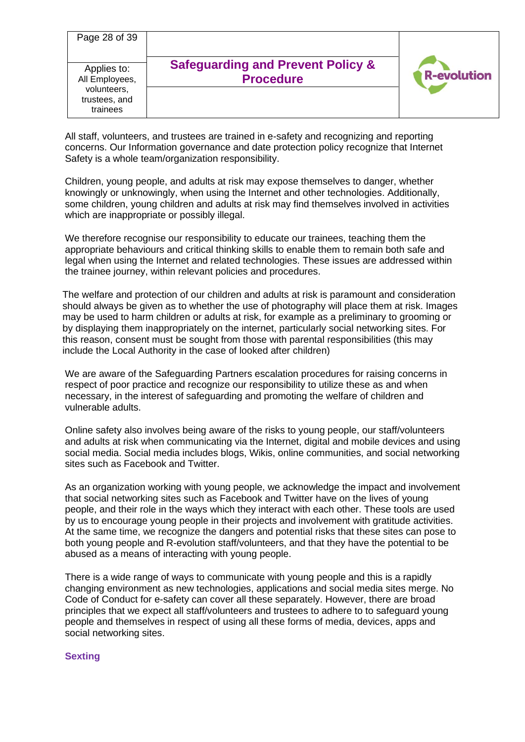All staff, volunteers, and trustees are trained in e-safety and recognizing and reporting concerns. Our Information governance and date protection policy recognize that Internet Safety is a whole team/organization responsibility.

Children, young people, and adults at risk may expose themselves to danger, whether knowingly or unknowingly, when using the Internet and other technologies. Additionally, some children, young children and adults at risk may find themselves involved in activities which are inappropriate or possibly illegal.

We therefore recognise our responsibility to educate our trainees, teaching them the appropriate behaviours and critical thinking skills to enable them to remain both safe and legal when using the Internet and related technologies. These issues are addressed within the trainee journey, within relevant policies and procedures.

The welfare and protection of our children and adults at risk is paramount and consideration should always be given as to whether the use of photography will place them at risk. Images may be used to harm children or adults at risk, for example as a preliminary to grooming or by displaying them inappropriately on the internet, particularly social networking sites. For this reason, consent must be sought from those with parental responsibilities (this may include the Local Authority in the case of looked after children)

We are aware of the Safeguarding Partners escalation procedures for raising concerns in respect of poor practice and recognize our responsibility to utilize these as and when necessary, in the interest of safeguarding and promoting the welfare of children and vulnerable adults.

Online safety also involves being aware of the risks to young people, our staff/volunteers and adults at risk when communicating via the Internet, digital and mobile devices and using social media. Social media includes blogs, Wikis, online communities, and social networking sites such as Facebook and Twitter.

As an organization working with young people, we acknowledge the impact and involvement that social networking sites such as Facebook and Twitter have on the lives of young people, and their role in the ways which they interact with each other. These tools are used by us to encourage young people in their projects and involvement with gratitude activities. At the same time, we recognize the dangers and potential risks that these sites can pose to both young people and R-evolution staff/volunteers, and that they have the potential to be abused as a means of interacting with young people.

There is a wide range of ways to communicate with young people and this is a rapidly changing environment as new technologies, applications and social media sites merge. No Code of Conduct for e-safety can cover all these separately. However, there are broad principles that we expect all staff/volunteers and trustees to adhere to to safeguard young people and themselves in respect of using all these forms of media, devices, apps and social networking sites.

### Sexting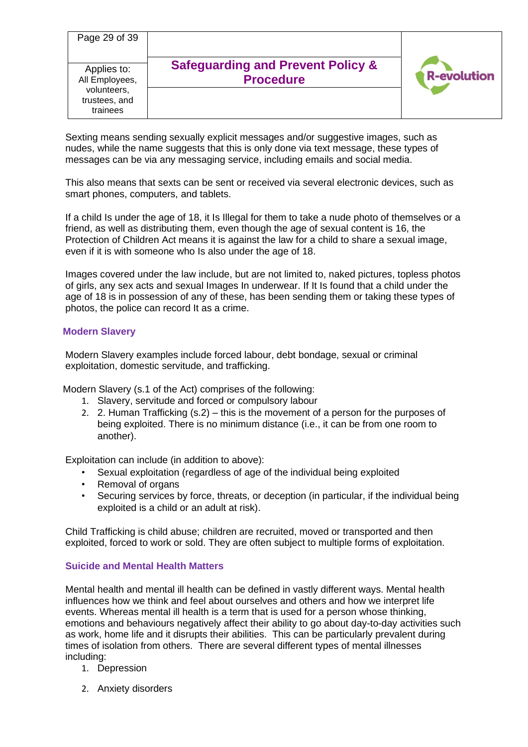Sexting means sending sexually explicit messages and/or suggestive images, such as nudes, while the name suggests that this is only done via text message, these types of messages can be via any messaging service, including emails and social media.

This also means that sexts can be sent or received via several electronic devices, such as smart phones, computers, and tablets.

If a child Is under the age of 18, it Is Illegal for them to take a nude photo of themselves or a friend, as well as distributing them, even though the age of sexual content is 16, the Protection of Children Act means it is against the law for a child to share a sexual image, even if it is with someone who Is also under the age of 18.

Images covered under the law include, but are not limited to, naked pictures, topless photos of girls, any sex acts and sexual Images In underwear. If It Is found that a child under the age of 18 is in possession of any of these, has been sending them or taking these types of photos, the police can record It as a crime.

### Modern Slavery

Modern Slavery examples include forced labour, debt bondage, sexual or criminal exploitation, domestic servitude, and trafficking.

Modern Slavery (s.1 of the Act) comprises of the following:

1. Slavery, servitude and forced or compulsory labour
2. 2. Human Trafficking (s.2) – this is the movement of a person for the purposes of being exploited. There is no minimum distance (i.e., it can be from one room to another).

Exploitation can include (in addition to above):

- Sexual exploitation (regardless of age of the individual being exploited
- Removal of organs
- Securing services by force, threats, or deception (in particular, if the individual being exploited is a child or an adult at risk).

Child Trafficking is child abuse; children are recruited, moved or transported and then exploited, forced to work or sold. They are often subject to multiple forms of exploitation.

### Suicide and Mental Health Matters

Mental health and mental ill health can be defined in vastly different ways. Mental health influences how we think and feel about ourselves and others and how we interpret life events. Whereas mental ill health is a term that is used for a person whose thinking, emotions and behaviours negatively affect their ability to go about day-to-day activities such as work, home life and it disrupts their abilities. This can be particularly prevalent during times of isolation from others. There are several different types of mental illnesses including:

1. Depression
2. Anxiety disorders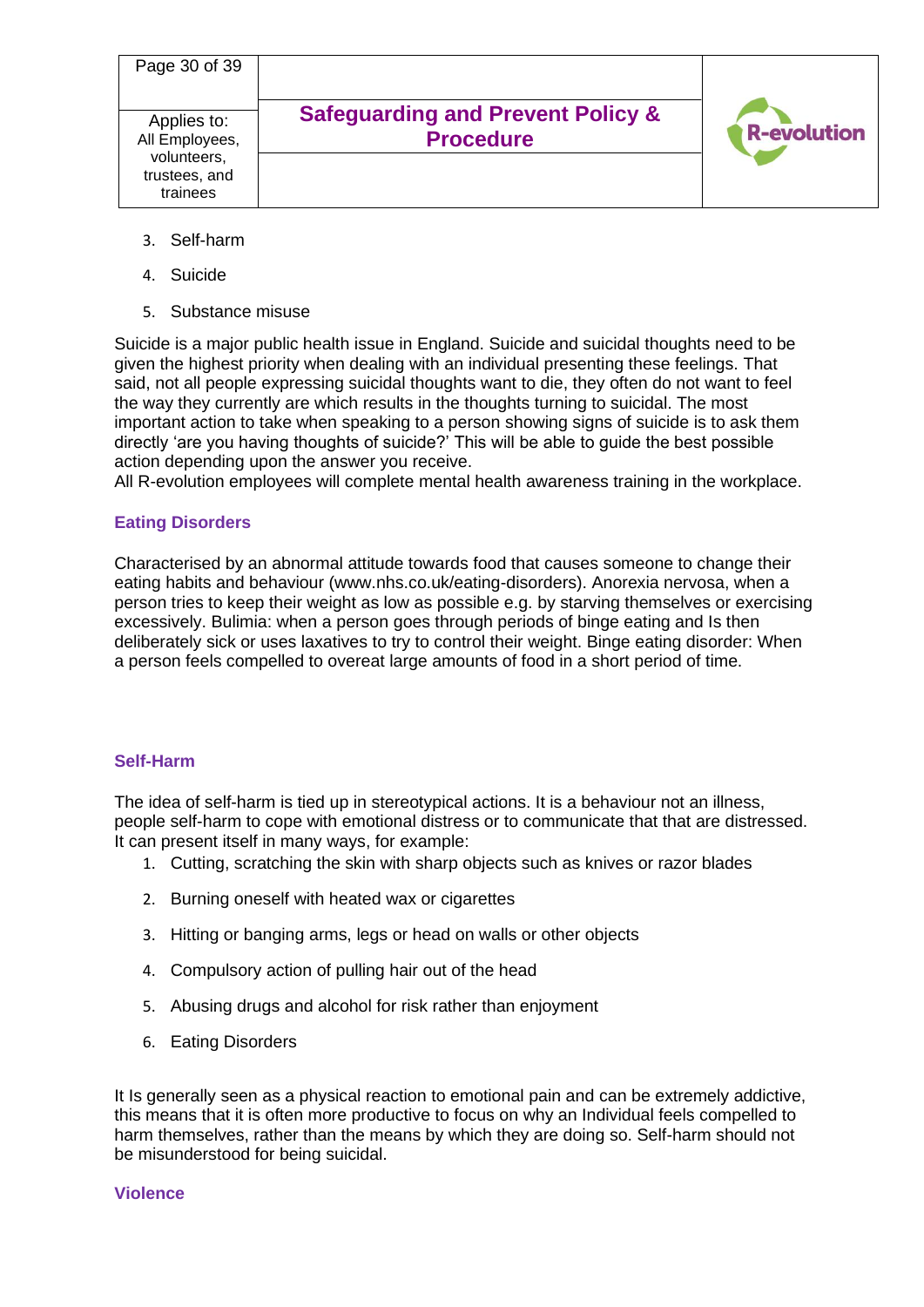3. Self-harm
4. Suicide
5. Substance misuse

Suicide is a major public health issue in England. Suicide and suicidal thoughts need to be given the highest priority when dealing with an individual presenting these feelings. That said, not all people expressing suicidal thoughts want to die, they often do not want to feel the way they currently are which results in the thoughts turning to suicidal. The most important action to take when speaking to a person showing signs of suicide is to ask them directly 'are you having thoughts of suicide?' This will be able to guide the best possible action depending upon the answer you receive.
All R-evolution employees will complete mental health awareness training in the workplace.

### Eating Disorders

Characterised by an abnormal attitude towards food that causes someone to change their eating habits and behaviour (www.nhs.co.uk/eating-disorders). Anorexia nervosa, when a person tries to keep their weight as low as possible e.g. by starving themselves or exercising excessively. Bulimia: when a person goes through periods of binge eating and Is then deliberately sick or uses laxatives to try to control their weight. Binge eating disorder: When a person feels compelled to overeat large amounts of food in a short period of time.

### Self-Harm

The idea of self-harm is tied up in stereotypical actions. It is a behaviour not an illness, people self-harm to cope with emotional distress or to communicate that that are distressed. It can present itself in many ways, for example:

1. Cutting, scratching the skin with sharp objects such as knives or razor blades
2. Burning oneself with heated wax or cigarettes
3. Hitting or banging arms, legs or head on walls or other objects
4. Compulsory action of pulling hair out of the head
5. Abusing drugs and alcohol for risk rather than enjoyment
6. Eating Disorders

It Is generally seen as a physical reaction to emotional pain and can be extremely addictive, this means that it is often more productive to focus on why an Individual feels compelled to harm themselves, rather than the means by which they are doing so. Self-harm should not be misunderstood for being suicidal.

### Violence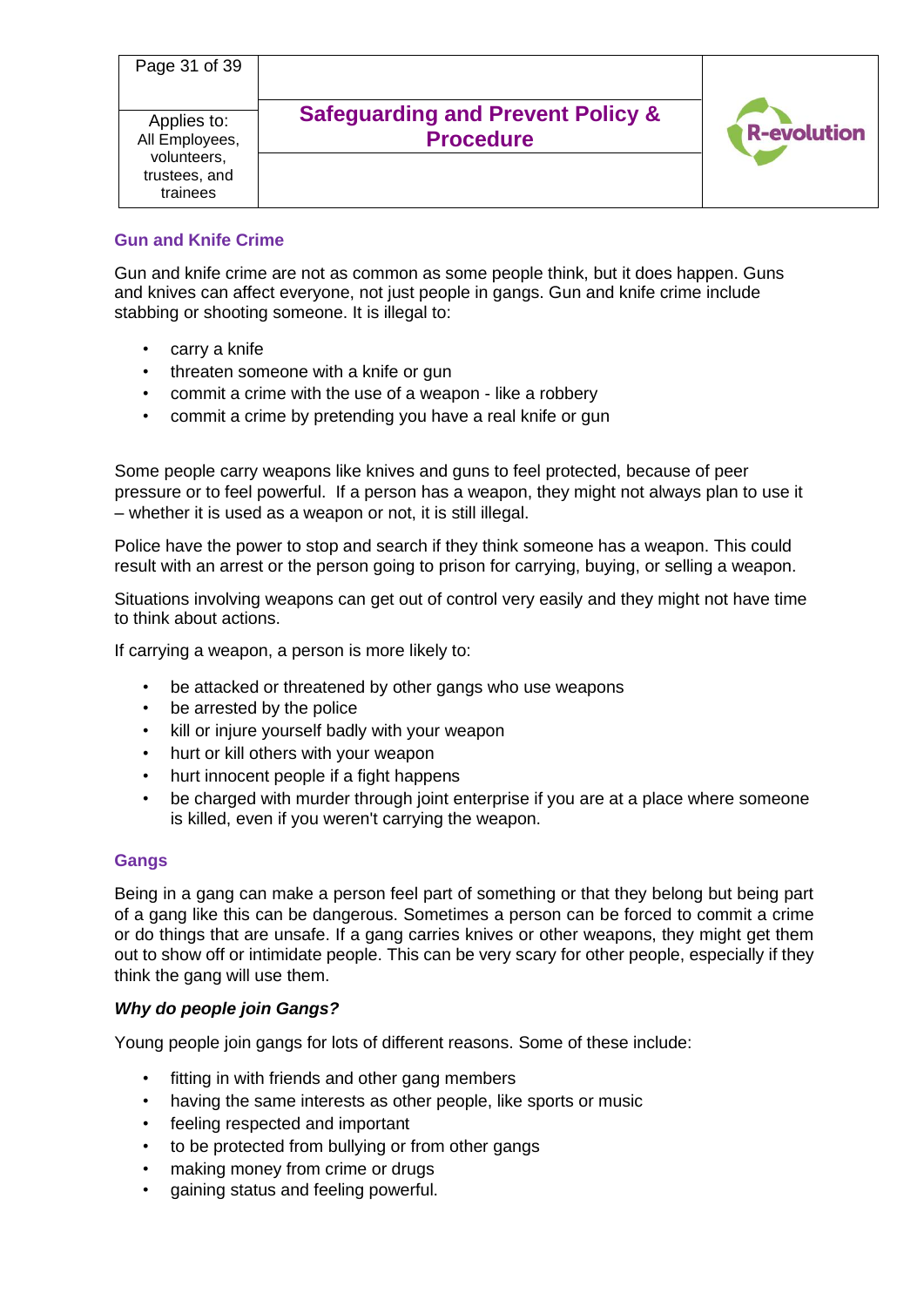## Gun and Knife Crime

Gun and knife crime are not as common as some people think, but it does happen. Guns and knives can affect everyone, not just people in gangs. Gun and knife crime include stabbing or shooting someone. It is illegal to:

- carry a knife
- threaten someone with a knife or gun
- commit a crime with the use of a weapon - like a robbery
- commit a crime by pretending you have a real knife or gun

Some people carry weapons like knives and guns to feel protected, because of peer pressure or to feel powerful. If a person has a weapon, they might not always plan to use it – whether it is used as a weapon or not, it is still illegal.

Police have the power to stop and search if they think someone has a weapon. This could result with an arrest or the person going to prison for carrying, buying, or selling a weapon.

Situations involving weapons can get out of control very easily and they might not have time to think about actions.

If carrying a weapon, a person is more likely to:

- be attacked or threatened by other gangs who use weapons
- be arrested by the police
- kill or injure yourself badly with your weapon
- hurt or kill others with your weapon
- hurt innocent people if a fight happens
- be charged with murder through joint enterprise if you are at a place where someone is killed, even if you weren't carrying the weapon.

## Gangs

Being in a gang can make a person feel part of something or that they belong but being part of a gang like this can be dangerous. Sometimes a person can be forced to commit a crime or do things that are unsafe. If a gang carries knives or other weapons, they might get them out to show off or intimidate people. This can be very scary for other people, especially if they think the gang will use them.

### *Why do people join Gangs?*

Young people join gangs for lots of different reasons. Some of these include:

- fitting in with friends and other gang members
- having the same interests as other people, like sports or music
- feeling respected and important
- to be protected from bullying or from other gangs
- making money from crime or drugs
- gaining status and feeling powerful.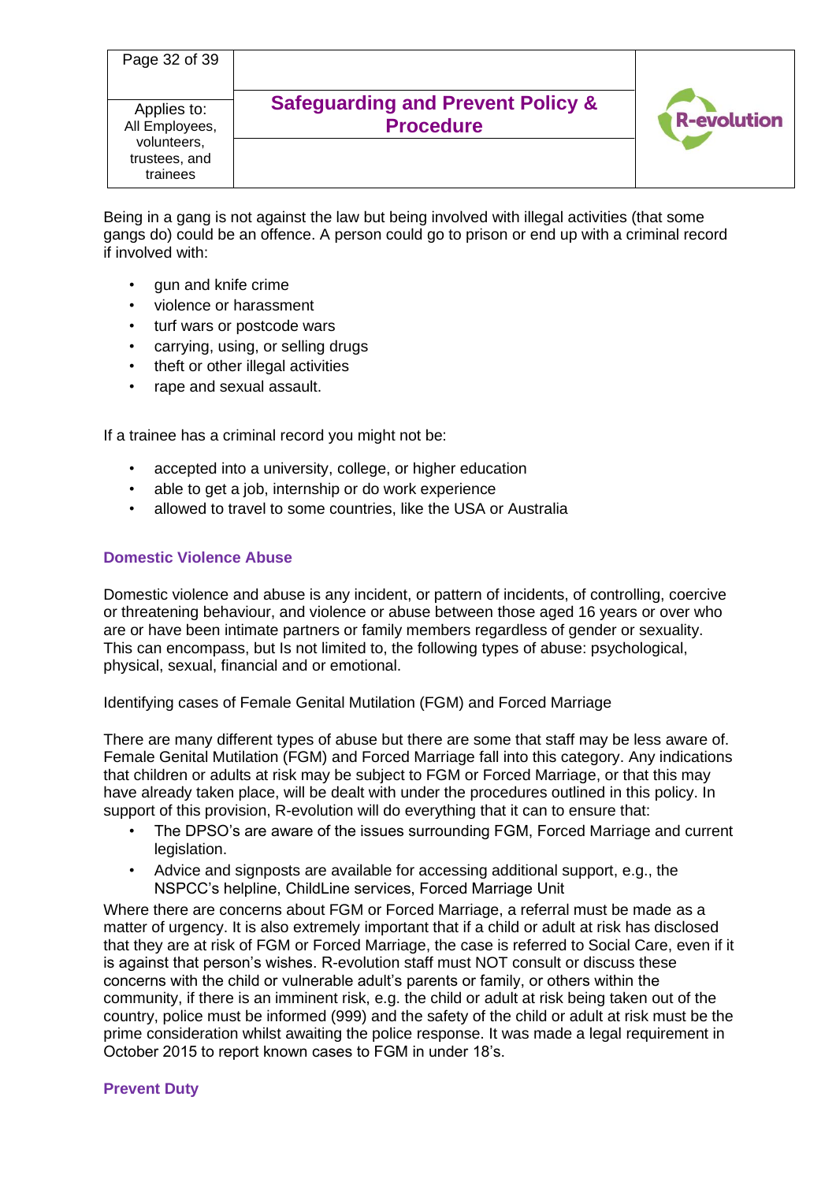Being in a gang is not against the law but being involved with illegal activities (that some gangs do) could be an offence. A person could go to prison or end up with a criminal record if involved with:

- gun and knife crime
- violence or harassment
- turf wars or postcode wars
- carrying, using, or selling drugs
- theft or other illegal activities
- rape and sexual assault.

If a trainee has a criminal record you might not be:

- accepted into a university, college, or higher education
- able to get a job, internship or do work experience
- allowed to travel to some countries, like the USA or Australia

### Domestic Violence Abuse

Domestic violence and abuse is any incident, or pattern of incidents, of controlling, coercive or threatening behaviour, and violence or abuse between those aged 16 years or over who are or have been intimate partners or family members regardless of gender or sexuality. This can encompass, but Is not limited to, the following types of abuse: psychological, physical, sexual, financial and or emotional.

Identifying cases of Female Genital Mutilation (FGM) and Forced Marriage

There are many different types of abuse but there are some that staff may be less aware of. Female Genital Mutilation (FGM) and Forced Marriage fall into this category. Any indications that children or adults at risk may be subject to FGM or Forced Marriage, or that this may have already taken place, will be dealt with under the procedures outlined in this policy. In support of this provision, R-evolution will do everything that it can to ensure that:

- The DPSO's are aware of the issues surrounding FGM, Forced Marriage and current legislation.
- Advice and signposts are available for accessing additional support, e.g., the NSPCC's helpline, ChildLine services, Forced Marriage Unit

Where there are concerns about FGM or Forced Marriage, a referral must be made as a matter of urgency. It is also extremely important that if a child or adult at risk has disclosed that they are at risk of FGM or Forced Marriage, the case is referred to Social Care, even if it is against that person's wishes. R-evolution staff must NOT consult or discuss these concerns with the child or vulnerable adult's parents or family, or others within the community, if there is an imminent risk, e.g. the child or adult at risk being taken out of the country, police must be informed (999) and the safety of the child or adult at risk must be the prime consideration whilst awaiting the police response. It was made a legal requirement in October 2015 to report known cases to FGM in under 18's.

### Prevent Duty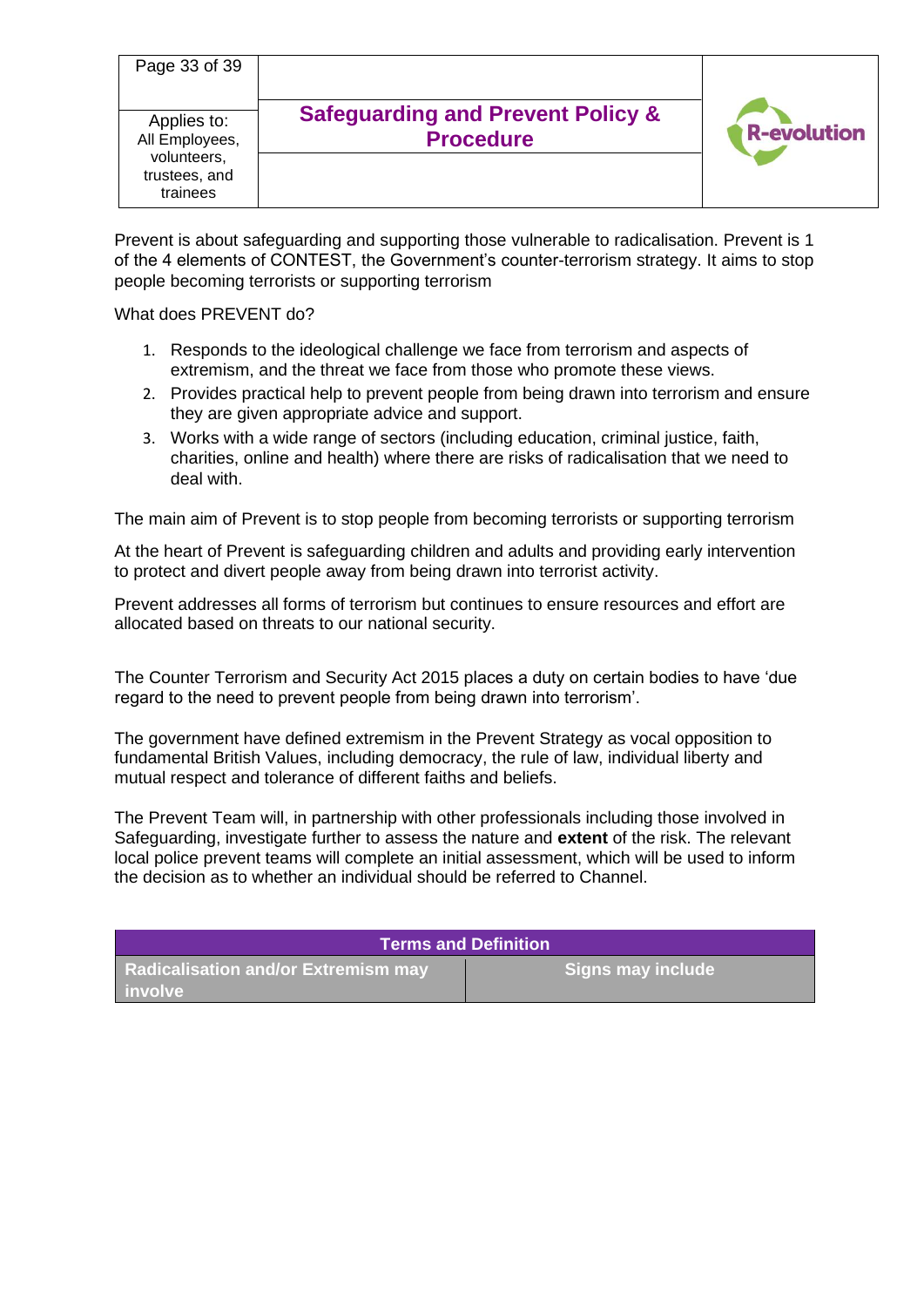Prevent is about safeguarding and supporting those vulnerable to radicalisation. Prevent is 1 of the 4 elements of CONTEST, the Government's counter-terrorism strategy. It aims to stop people becoming terrorists or supporting terrorism

What does PREVENT do?

1. Responds to the ideological challenge we face from terrorism and aspects of extremism, and the threat we face from those who promote these views.
2. Provides practical help to prevent people from being drawn into terrorism and ensure they are given appropriate advice and support.
3. Works with a wide range of sectors (including education, criminal justice, faith, charities, online and health) where there are risks of radicalisation that we need to deal with.

The main aim of Prevent is to stop people from becoming terrorists or supporting terrorism

At the heart of Prevent is safeguarding children and adults and providing early intervention to protect and divert people away from being drawn into terrorist activity.

Prevent addresses all forms of terrorism but continues to ensure resources and effort are allocated based on threats to our national security.

The Counter Terrorism and Security Act 2015 places a duty on certain bodies to have 'due regard to the need to prevent people from being drawn into terrorism'.

The government have defined extremism in the Prevent Strategy as vocal opposition to fundamental British Values, including democracy, the rule of law, individual liberty and mutual respect and tolerance of different faiths and beliefs.

The Prevent Team will, in partnership with other professionals including those involved in Safeguarding, investigate further to assess the nature and **extent** of the risk. The relevant local police prevent teams will complete an initial assessment, which will be used to inform the decision as to whether an individual should be referred to Channel.

| Terms and Definition | |
|---|---|
| **Radicalisation and/or Extremism may involve** | **Signs may include** |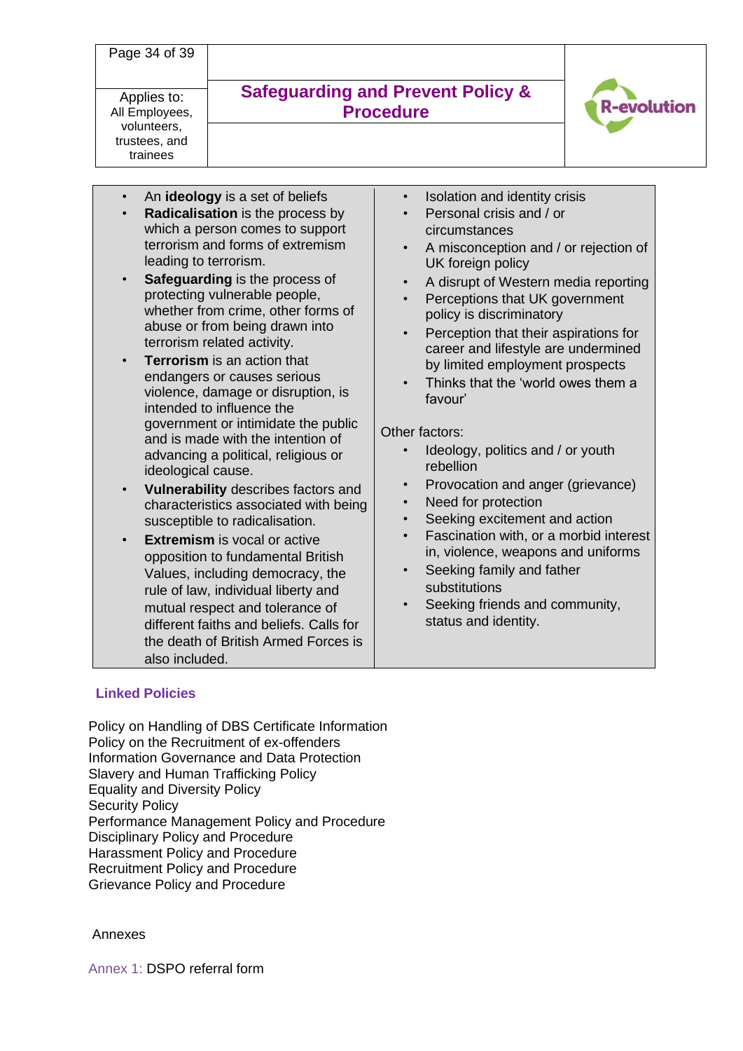- An **ideology** is a set of beliefs
- **Radicalisation** is the process by which a person comes to support terrorism and forms of extremism leading to terrorism.
- **Safeguarding** is the process of protecting vulnerable people, whether from crime, other forms of abuse or from being drawn into terrorism related activity.
- **Terrorism** is an action that endangers or causes serious violence, damage or disruption, is intended to influence the government or intimidate the public and is made with the intention of advancing a political, religious or ideological cause.
- **Vulnerability** describes factors and characteristics associated with being susceptible to radicalisation.
- **Extremism** is vocal or active opposition to fundamental British Values, including democracy, the rule of law, individual liberty and mutual respect and tolerance of different faiths and beliefs. Calls for the death of British Armed Forces is also included.

- Isolation and identity crisis
- Personal crisis and / or circumstances
- A misconception and / or rejection of UK foreign policy
- A disrupt of Western media reporting
- Perceptions that UK government policy is discriminatory
- Perception that their aspirations for career and lifestyle are undermined by limited employment prospects
- Thinks that the 'world owes them a favour'

Other factors:

- Ideology, politics and / or youth rebellion
- Provocation and anger (grievance)
- Need for protection
- Seeking excitement and action
- Fascination with, or a morbid interest in, violence, weapons and uniforms
- Seeking family and father substitutions
- Seeking friends and community, status and identity.

## Linked Policies

Policy on Handling of DBS Certificate Information
Policy on the Recruitment of ex-offenders
Information Governance and Data Protection
Slavery and Human Trafficking Policy
Equality and Diversity Policy
Security Policy
Performance Management Policy and Procedure
Disciplinary Policy and Procedure
Harassment Policy and Procedure
Recruitment Policy and Procedure
Grievance Policy and Procedure

Annexes

Annex 1: DSPO referral form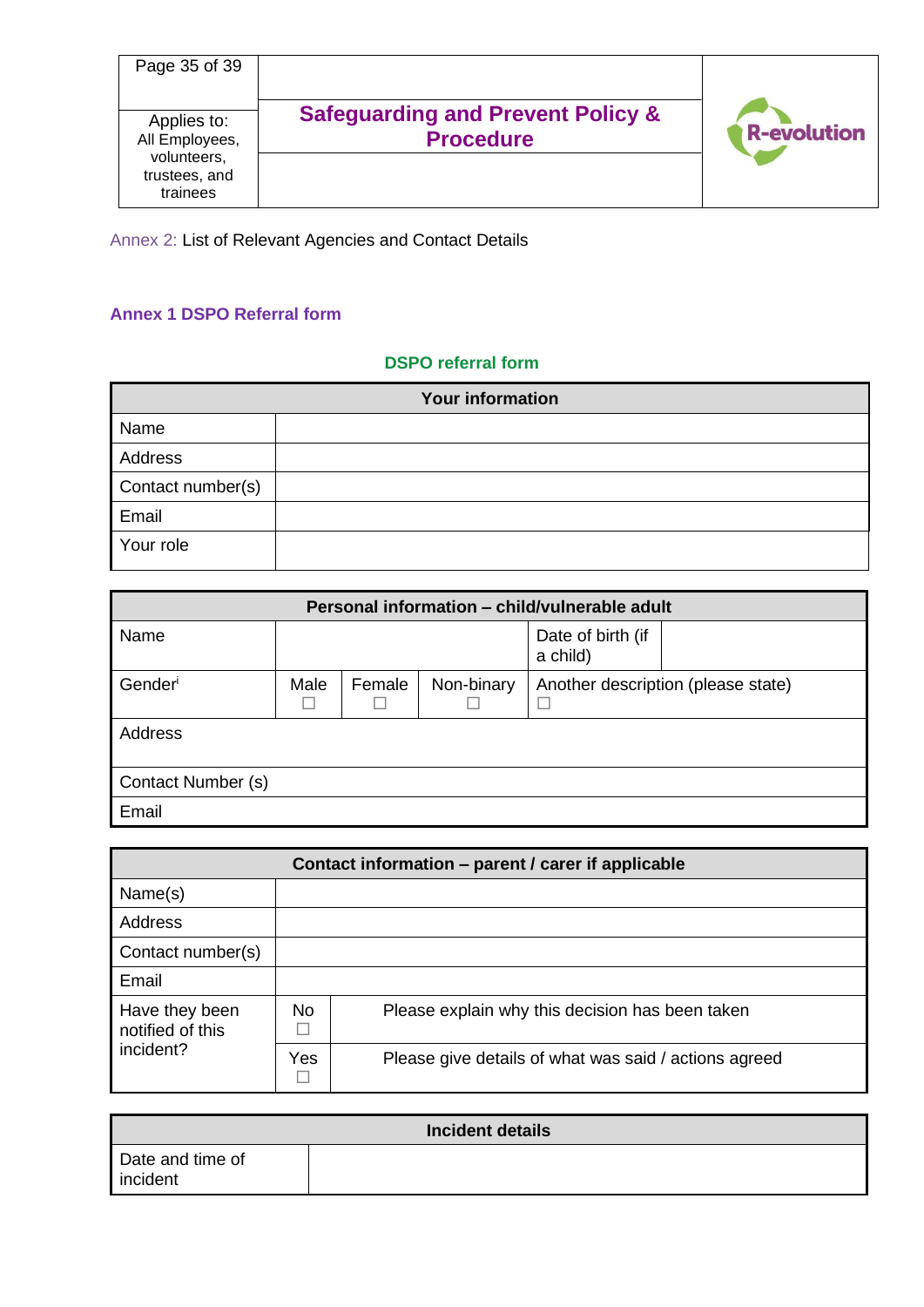Annex 2: List of Relevant Agencies and Contact Details

## Annex 1 DSPO Referral form

### DSPO referral form

| Your information | |
|---|---|
| Name | |
| Address | |
| Contact number(s) | |
| Email | |
| Your role | |

| Personal information – child/vulnerable adult | | | | | |
|---|---|---|---|---|---|
| Name | | | | Date of birth (if a child) | |
| Gender[i] | Male ☐ | Female ☐ | Non-binary ☐ | Another description (please state) ☐ | |
| Address | | | | | |
| Contact Number (s) | | | | | |
| Email | | | | | |

| Contact information – parent / carer if applicable | | |
|---|---|---|
| Name(s) | | |
| Address | | |
| Contact number(s) | | |
| Email | | |
| Have they been notified of this incident? | No ☐ | Please explain why this decision has been taken |
| | Yes ☐ | Please give details of what was said / actions agreed |

| Incident details | |
|---|---|
| Date and time of incident | |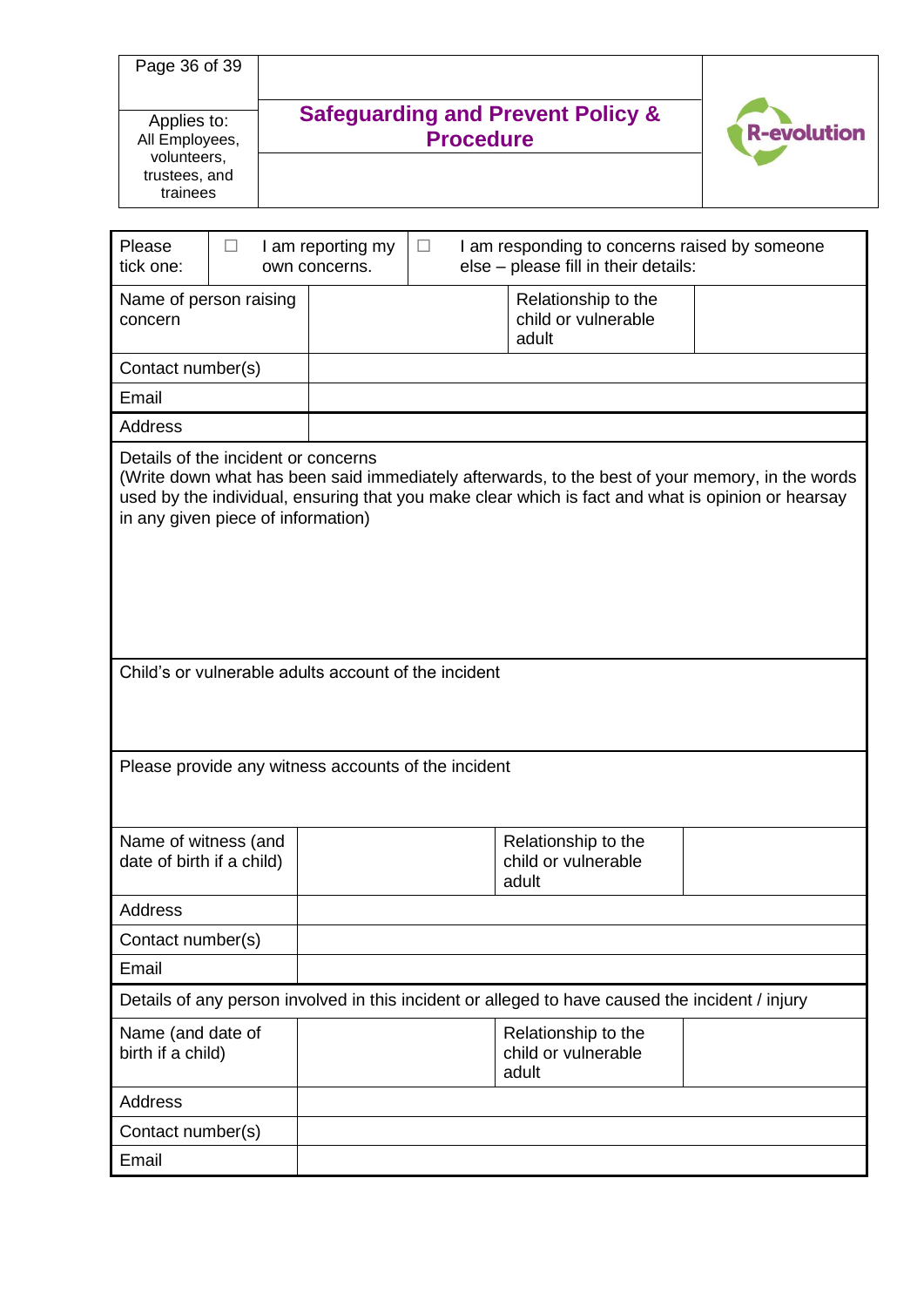| Please tick one: | ☐ I am reporting my own concerns. | ☐ I am responding to concerns raised by someone else – please fill in their details: | |
|---|---|---|---|
| Name of person raising concern | | Relationship to the child or vulnerable adult | |
| Contact number(s) | | | |
| Email | | | |
| Address | | | |

| Details of the incident or concerns (Write down what has been said immediately afterwards, to the best of your memory, in the words used by the individual, ensuring that you make clear which is fact and what is opinion or hearsay in any given piece of information) |
|---|
| |

| Child's or vulnerable adults account of the incident |
|---|
| |

| Please provide any witness accounts of the incident |
|---|
| |

| Name of witness (and date of birth if a child) | | Relationship to the child or vulnerable adult | |
|---|---|---|---|
| Address | | | |
| Contact number(s) | | | |
| Email | | | |

| Details of any person involved in this incident or alleged to have caused the incident / injury | | | |
|---|---|---|---|
| Name (and date of birth if a child) | | Relationship to the child or vulnerable adult | |
| Address | | | |
| Contact number(s) | | | |
| Email | | | |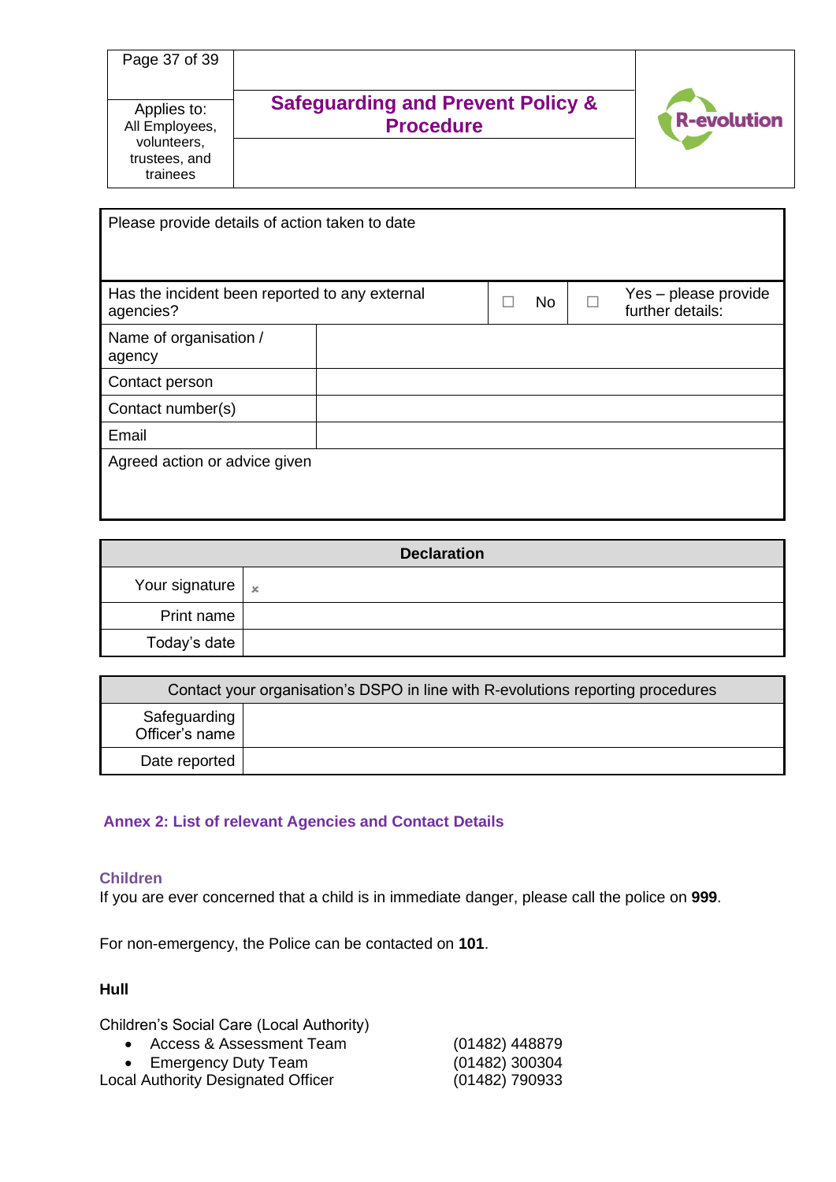| Please provide details of action taken to date | | | | |
|---|---|---|---|---|
| Has the incident been reported to any external agencies? | | ☐ No | ☐ | Yes – please provide further details: |
| Name of organisation / agency | | | | |
| Contact person | | | | |
| Contact number(s) | | | | |
| Email | | | | |
| Agreed action or advice given | | | | |

| Declaration | |
|---|---|
| Your signature | × |
| Print name | |
| Today's date | |

| Contact your organisation's DSPO in line with R-evolutions reporting procedures | |
|---|---|
| Safeguarding Officer's name | |
| Date reported | |

## Annex 2: List of relevant Agencies and Contact Details

### Children

If you are ever concerned that a child is in immediate danger, please call the police on **999**.

For non-emergency, the Police can be contacted on **101**.

**Hull**

Children's Social Care (Local Authority)

- Access & Assessment Team (01482) 448879
- Emergency Duty Team (01482) 300304

Local Authority Designated Officer (01482) 790933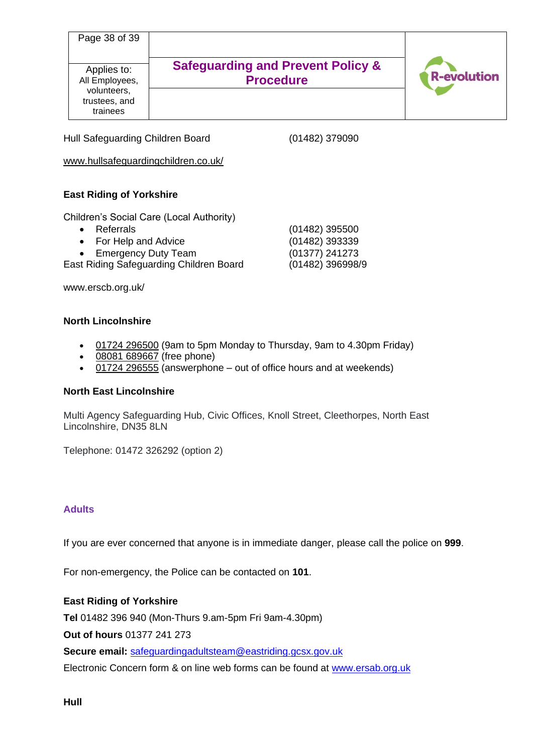Hull Safeguarding Children Board (01482) 379090

www.hullsafeguardingchildren.co.uk/

**East Riding of Yorkshire**

Children's Social Care (Local Authority)

- Referrals (01482) 395500
- For Help and Advice (01482) 393339
- Emergency Duty Team (01377) 241273

East Riding Safeguarding Children Board (01482) 396998/9

www.erscb.org.uk/

**North Lincolnshire**

- 01724 296500 (9am to 5pm Monday to Thursday, 9am to 4.30pm Friday)
- 08081 689667 (free phone)
- 01724 296555 (answerphone – out of office hours and at weekends)

**North East Lincolnshire**

Multi Agency Safeguarding Hub, Civic Offices, Knoll Street, Cleethorpes, North East Lincolnshire, DN35 8LN

Telephone: 01472 326292 (option 2)

### Adults

If you are ever concerned that anyone is in immediate danger, please call the police on **999**.

For non-emergency, the Police can be contacted on **101**.

**East Riding of Yorkshire**

**Tel** 01482 396 940 (Mon-Thurs 9.am-5pm Fri 9am-4.30pm)

**Out of hours** 01377 241 273

**Secure email:** safeguardingadultsteam@eastriding.gcsx.gov.uk

Electronic Concern form & on line web forms can be found at www.ersab.org.uk

**Hull**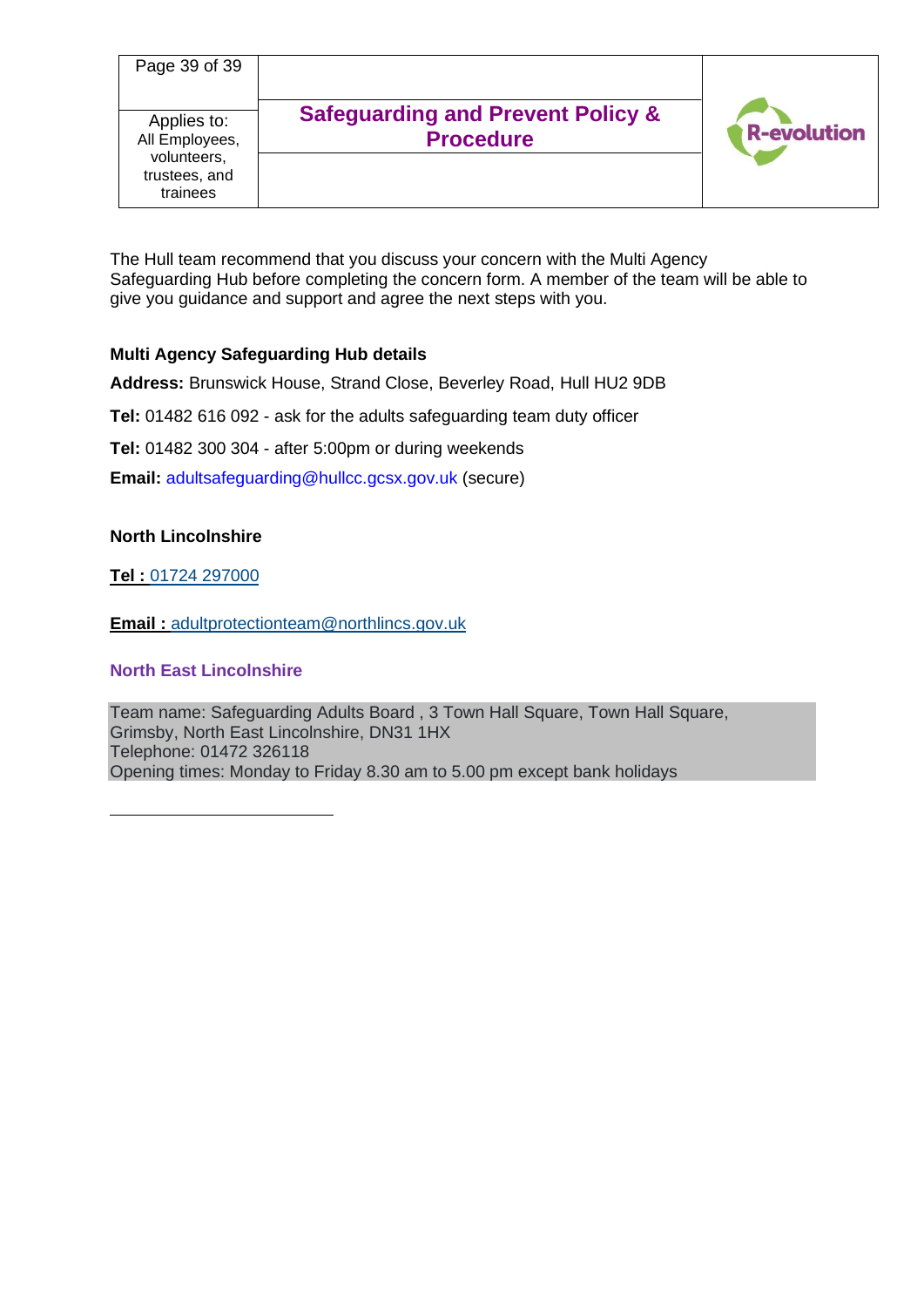The Hull team recommend that you discuss your concern with the Multi Agency Safeguarding Hub before completing the concern form. A member of the team will be able to give you guidance and support and agree the next steps with you.

**Multi Agency Safeguarding Hub details**

**Address:** Brunswick House, Strand Close, Beverley Road, Hull HU2 9DB

**Tel:** 01482 616 092 - ask for the adults safeguarding team duty officer

**Tel:** 01482 300 304 - after 5:00pm or during weekends

**Email:** adultsafeguarding@hullcc.gcsx.gov.uk (secure)

**North Lincolnshire**

**Tel :** 01724 297000

**Email :** adultprotectionteam@northlincs.gov.uk

**North East Lincolnshire**

Team name: Safeguarding Adults Board , 3 Town Hall Square, Town Hall Square, Grimsby, North East Lincolnshire, DN31 1HX
Telephone: 01472 326118
Opening times: Monday to Friday 8.30 am to 5.00 pm except bank holidays